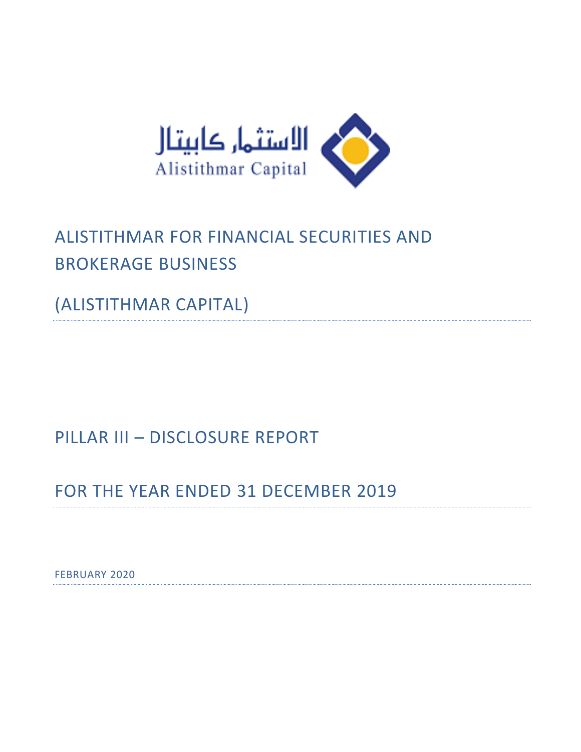الاستثمار كابيتال
Alistithmar Capital

# ALISTITHMAR FOR FINANCIAL SECURITIES AND BROKERAGE BUSINESS

# (ALISTITHMAR CAPITAL)

# PILLAR III – DISCLOSURE REPORT

# FOR THE YEAR ENDED 31 DECEMBER 2019

FEBRUARY 2020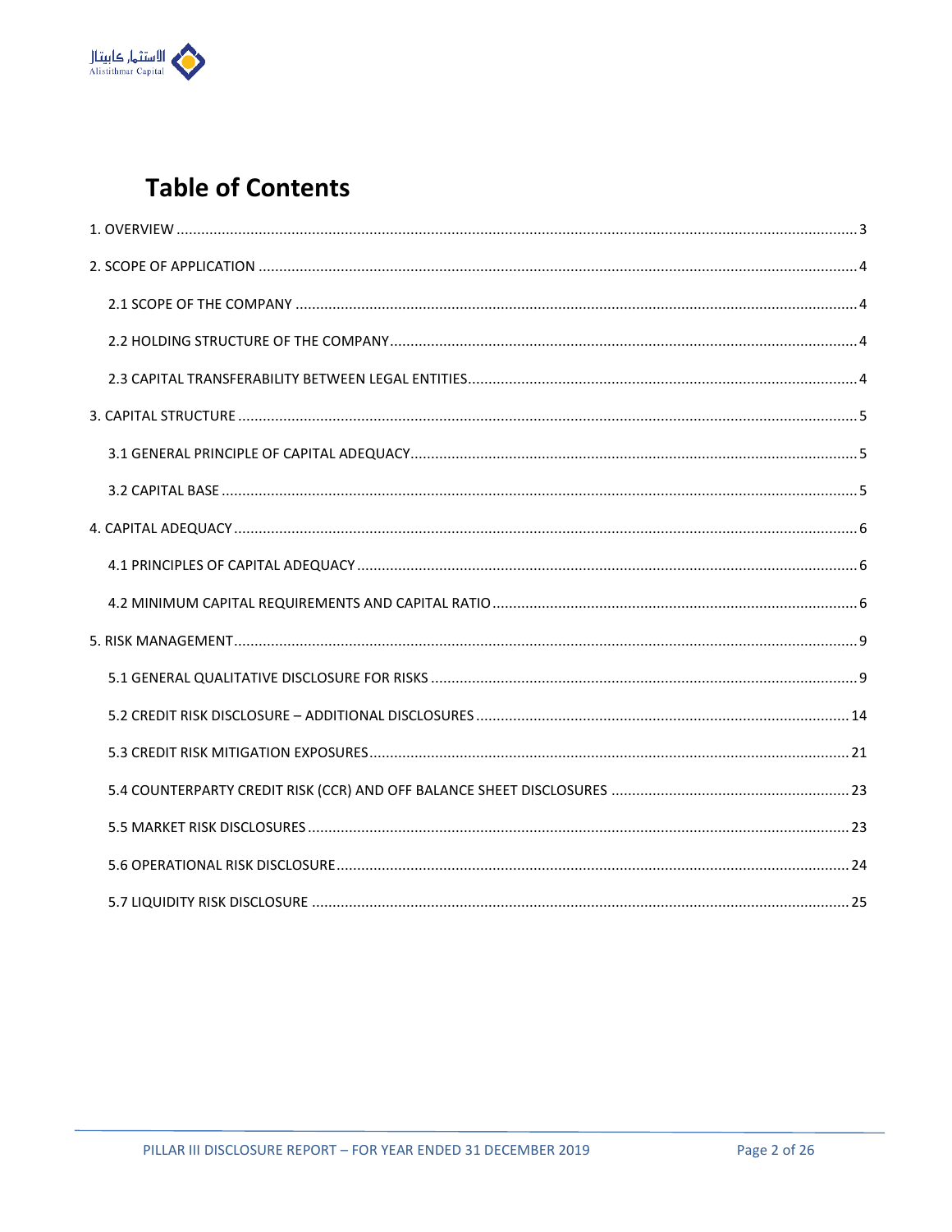# Table of Contents

1. OVERVIEW .......... 3

2. SCOPE OF APPLICATION .......... 4

  2.1 SCOPE OF THE COMPANY .......... 4

  2.2 HOLDING STRUCTURE OF THE COMPANY .......... 4

  2.3 CAPITAL TRANSFERABILITY BETWEEN LEGAL ENTITIES .......... 4

3. CAPITAL STRUCTURE .......... 5

  3.1 GENERAL PRINCIPLE OF CAPITAL ADEQUACY .......... 5

  3.2 CAPITAL BASE .......... 5

4. CAPITAL ADEQUACY .......... 6

  4.1 PRINCIPLES OF CAPITAL ADEQUACY .......... 6

  4.2 MINIMUM CAPITAL REQUIREMENTS AND CAPITAL RATIO .......... 6

5. RISK MANAGEMENT .......... 9

  5.1 GENERAL QUALITATIVE DISCLOSURE FOR RISKS .......... 9

  5.2 CREDIT RISK DISCLOSURE – ADDITIONAL DISCLOSURES .......... 14

  5.3 CREDIT RISK MITIGATION EXPOSURES .......... 21

  5.4 COUNTERPARTY CREDIT RISK (CCR) AND OFF BALANCE SHEET DISCLOSURES .......... 23

  5.5 MARKET RISK DISCLOSURES .......... 23

  5.6 OPERATIONAL RISK DISCLOSURE .......... 24

  5.7 LIQUIDITY RISK DISCLOSURE .......... 25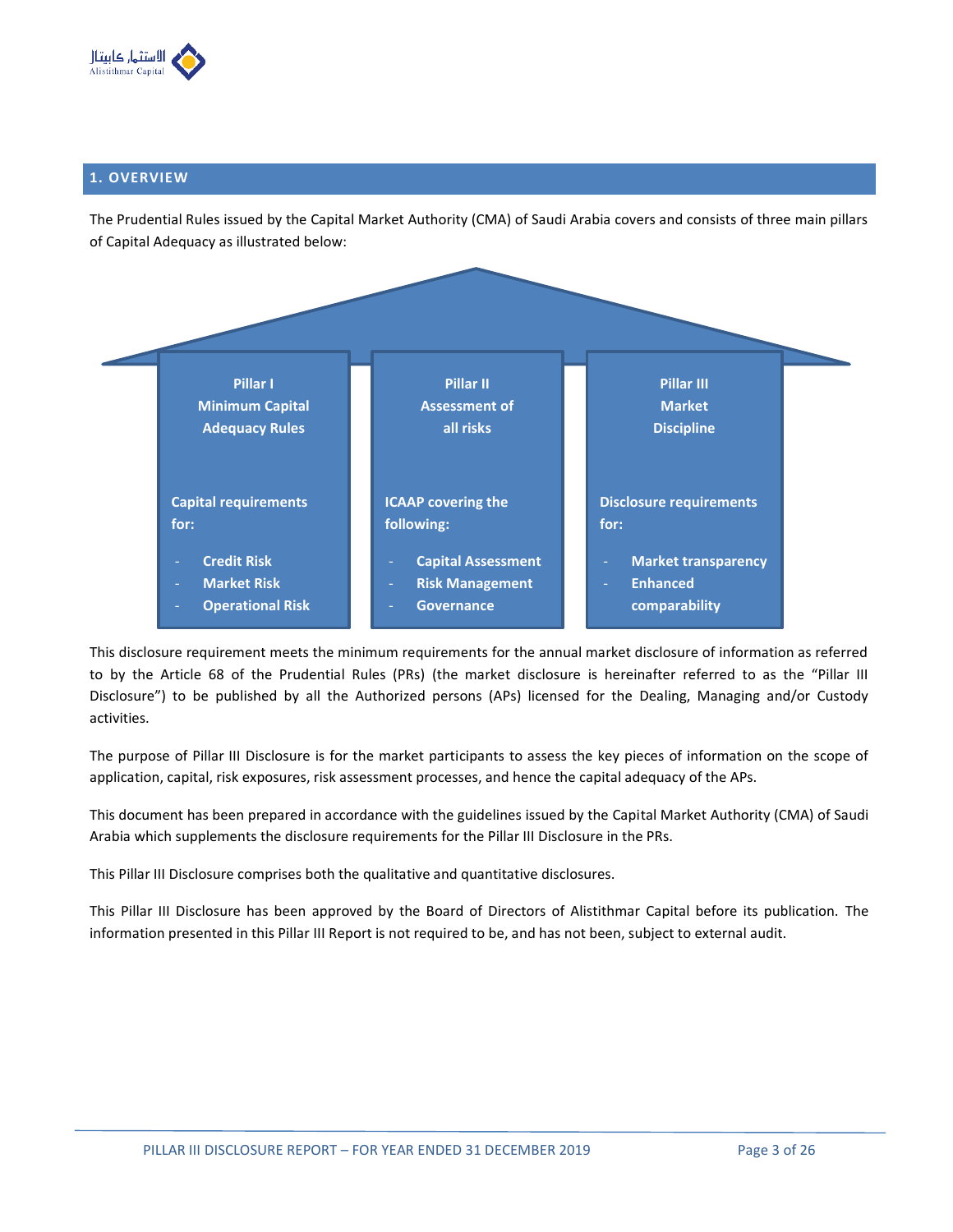## 1. OVERVIEW

The Prudential Rules issued by the Capital Market Authority (CMA) of Saudi Arabia covers and consists of three main pillars of Capital Adequacy as illustrated below:

| Pillar I<br>Minimum Capital Adequacy Rules | Pillar II<br>Assessment of all risks | Pillar III<br>Market Discipline |
|---|---|---|
| Capital requirements for:<br>- Credit Risk<br>- Market Risk<br>- Operational Risk | ICAAP covering the following:<br>- Capital Assessment<br>- Risk Management<br>- Governance | Disclosure requirements for:<br>- Market transparency<br>- Enhanced comparability |

This disclosure requirement meets the minimum requirements for the annual market disclosure of information as referred to by the Article 68 of the Prudential Rules (PRs) (the market disclosure is hereinafter referred to as the "Pillar III Disclosure") to be published by all the Authorized persons (APs) licensed for the Dealing, Managing and/or Custody activities.

The purpose of Pillar III Disclosure is for the market participants to assess the key pieces of information on the scope of application, capital, risk exposures, risk assessment processes, and hence the capital adequacy of the APs.

This document has been prepared in accordance with the guidelines issued by the Capital Market Authority (CMA) of Saudi Arabia which supplements the disclosure requirements for the Pillar III Disclosure in the PRs.

This Pillar III Disclosure comprises both the qualitative and quantitative disclosures.

This Pillar III Disclosure has been approved by the Board of Directors of Alistithmar Capital before its publication. The information presented in this Pillar III Report is not required to be, and has not been, subject to external audit.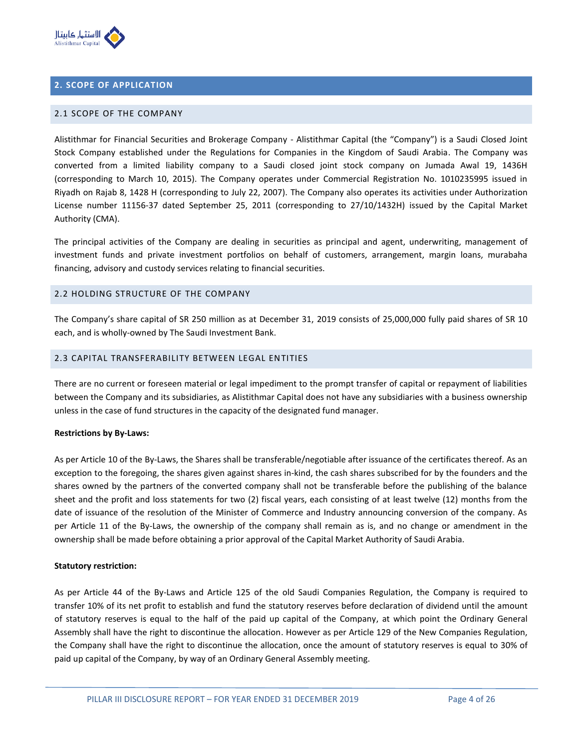## 2. SCOPE OF APPLICATION

### 2.1 SCOPE OF THE COMPANY

Alistithmar for Financial Securities and Brokerage Company - Alistithmar Capital (the "Company") is a Saudi Closed Joint Stock Company established under the Regulations for Companies in the Kingdom of Saudi Arabia. The Company was converted from a limited liability company to a Saudi closed joint stock company on Jumada Awal 19, 1436H (corresponding to March 10, 2015). The Company operates under Commercial Registration No. 1010235995 issued in Riyadh on Rajab 8, 1428 H (corresponding to July 22, 2007). The Company also operates its activities under Authorization License number 11156-37 dated September 25, 2011 (corresponding to 27/10/1432H) issued by the Capital Market Authority (CMA).

The principal activities of the Company are dealing in securities as principal and agent, underwriting, management of investment funds and private investment portfolios on behalf of customers, arrangement, margin loans, murabaha financing, advisory and custody services relating to financial securities.

### 2.2 HOLDING STRUCTURE OF THE COMPANY

The Company's share capital of SR 250 million as at December 31, 2019 consists of 25,000,000 fully paid shares of SR 10 each, and is wholly-owned by The Saudi Investment Bank.

### 2.3 CAPITAL TRANSFERABILITY BETWEEN LEGAL ENTITIES

There are no current or foreseen material or legal impediment to the prompt transfer of capital or repayment of liabilities between the Company and its subsidiaries, as Alistithmar Capital does not have any subsidiaries with a business ownership unless in the case of fund structures in the capacity of the designated fund manager.

**Restrictions by By-Laws:**

As per Article 10 of the By-Laws, the Shares shall be transferable/negotiable after issuance of the certificates thereof. As an exception to the foregoing, the shares given against shares in-kind, the cash shares subscribed for by the founders and the shares owned by the partners of the converted company shall not be transferable before the publishing of the balance sheet and the profit and loss statements for two (2) fiscal years, each consisting of at least twelve (12) months from the date of issuance of the resolution of the Minister of Commerce and Industry announcing conversion of the company. As per Article 11 of the By-Laws, the ownership of the company shall remain as is, and no change or amendment in the ownership shall be made before obtaining a prior approval of the Capital Market Authority of Saudi Arabia.

**Statutory restriction:**

As per Article 44 of the By-Laws and Article 125 of the old Saudi Companies Regulation, the Company is required to transfer 10% of its net profit to establish and fund the statutory reserves before declaration of dividend until the amount of statutory reserves is equal to the half of the paid up capital of the Company, at which point the Ordinary General Assembly shall have the right to discontinue the allocation. However as per Article 129 of the New Companies Regulation, the Company shall have the right to discontinue the allocation, once the amount of statutory reserves is equal to 30% of paid up capital of the Company, by way of an Ordinary General Assembly meeting.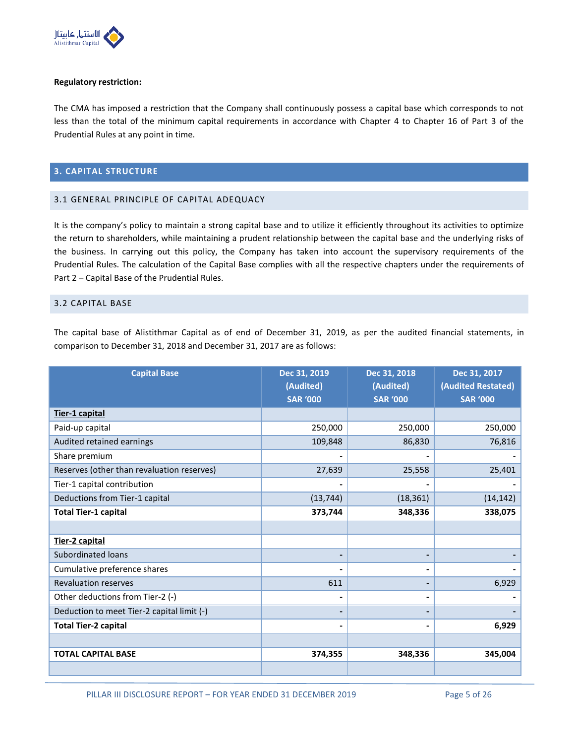**Regulatory restriction:**

The CMA has imposed a restriction that the Company shall continuously possess a capital base which corresponds to not less than the total of the minimum capital requirements in accordance with Chapter 4 to Chapter 16 of Part 3 of the Prudential Rules at any point in time.

## 3. CAPITAL STRUCTURE

### 3.1 GENERAL PRINCIPLE OF CAPITAL ADEQUACY

It is the company's policy to maintain a strong capital base and to utilize it efficiently throughout its activities to optimize the return to shareholders, while maintaining a prudent relationship between the capital base and the underlying risks of the business. In carrying out this policy, the Company has taken into account the supervisory requirements of the Prudential Rules. The calculation of the Capital Base complies with all the respective chapters under the requirements of Part 2 – Capital Base of the Prudential Rules.

### 3.2 CAPITAL BASE

The capital base of Alistithmar Capital as of end of December 31, 2019, as per the audited financial statements, in comparison to December 31, 2018 and December 31, 2017 are as follows:

| Capital Base | Dec 31, 2019 (Audited) SAR '000 | Dec 31, 2018 (Audited) SAR '000 | Dec 31, 2017 (Audited Restated) SAR '000 |
|---|---|---|---|
| **Tier-1 capital** | | | |
| Paid-up capital | 250,000 | 250,000 | 250,000 |
| Audited retained earnings | 109,848 | 86,830 | 76,816 |
| Share premium | - | - | - |
| Reserves (other than revaluation reserves) | 27,639 | 25,558 | 25,401 |
| Tier-1 capital contribution | - | - | - |
| Deductions from Tier-1 capital | (13,744) | (18,361) | (14,142) |
| **Total Tier-1 capital** | **373,744** | **348,336** | **338,075** |
| | | | |
| **Tier-2 capital** | | | |
| Subordinated loans | - | - | - |
| Cumulative preference shares | - | - | - |
| Revaluation reserves | 611 | - | 6,929 |
| Other deductions from Tier-2 (-) | - | - | - |
| Deduction to meet Tier-2 capital limit (-) | - | - | - |
| **Total Tier-2 capital** | **-** | **-** | **6,929** |
| | | | |
| **TOTAL CAPITAL BASE** | **374,355** | **348,336** | **345,004** |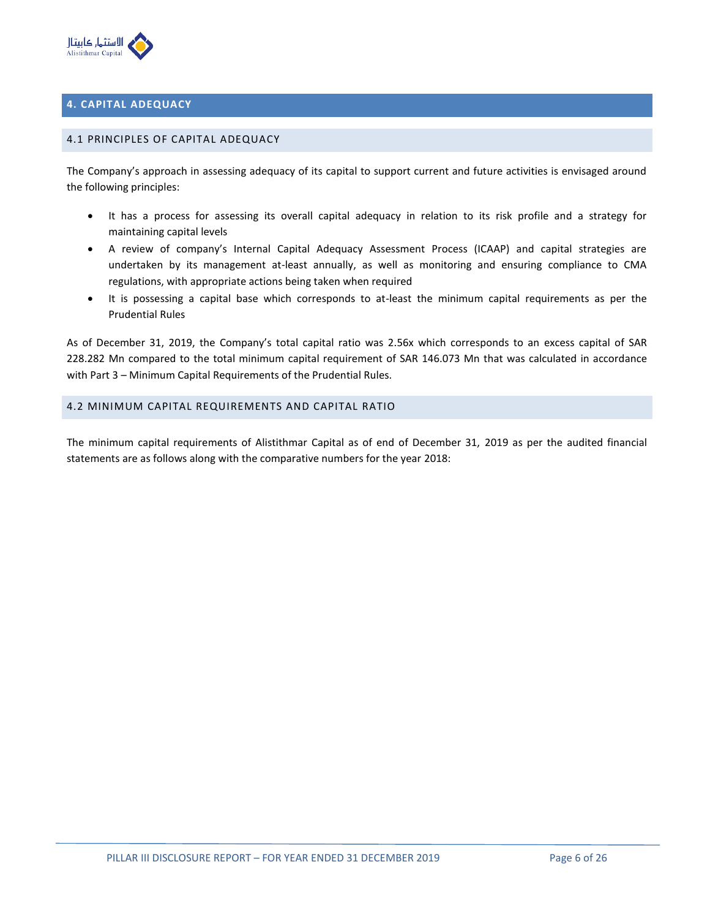# 4. CAPITAL ADEQUACY

## 4.1 PRINCIPLES OF CAPITAL ADEQUACY

The Company's approach in assessing adequacy of its capital to support current and future activities is envisaged around the following principles:

- It has a process for assessing its overall capital adequacy in relation to its risk profile and a strategy for maintaining capital levels
- A review of company's Internal Capital Adequacy Assessment Process (ICAAP) and capital strategies are undertaken by its management at-least annually, as well as monitoring and ensuring compliance to CMA regulations, with appropriate actions being taken when required
- It is possessing a capital base which corresponds to at-least the minimum capital requirements as per the Prudential Rules

As of December 31, 2019, the Company's total capital ratio was 2.56x which corresponds to an excess capital of SAR 228.282 Mn compared to the total minimum capital requirement of SAR 146.073 Mn that was calculated in accordance with Part 3 – Minimum Capital Requirements of the Prudential Rules.

## 4.2 MINIMUM CAPITAL REQUIREMENTS AND CAPITAL RATIO

The minimum capital requirements of Alistithmar Capital as of end of December 31, 2019 as per the audited financial statements are as follows along with the comparative numbers for the year 2018: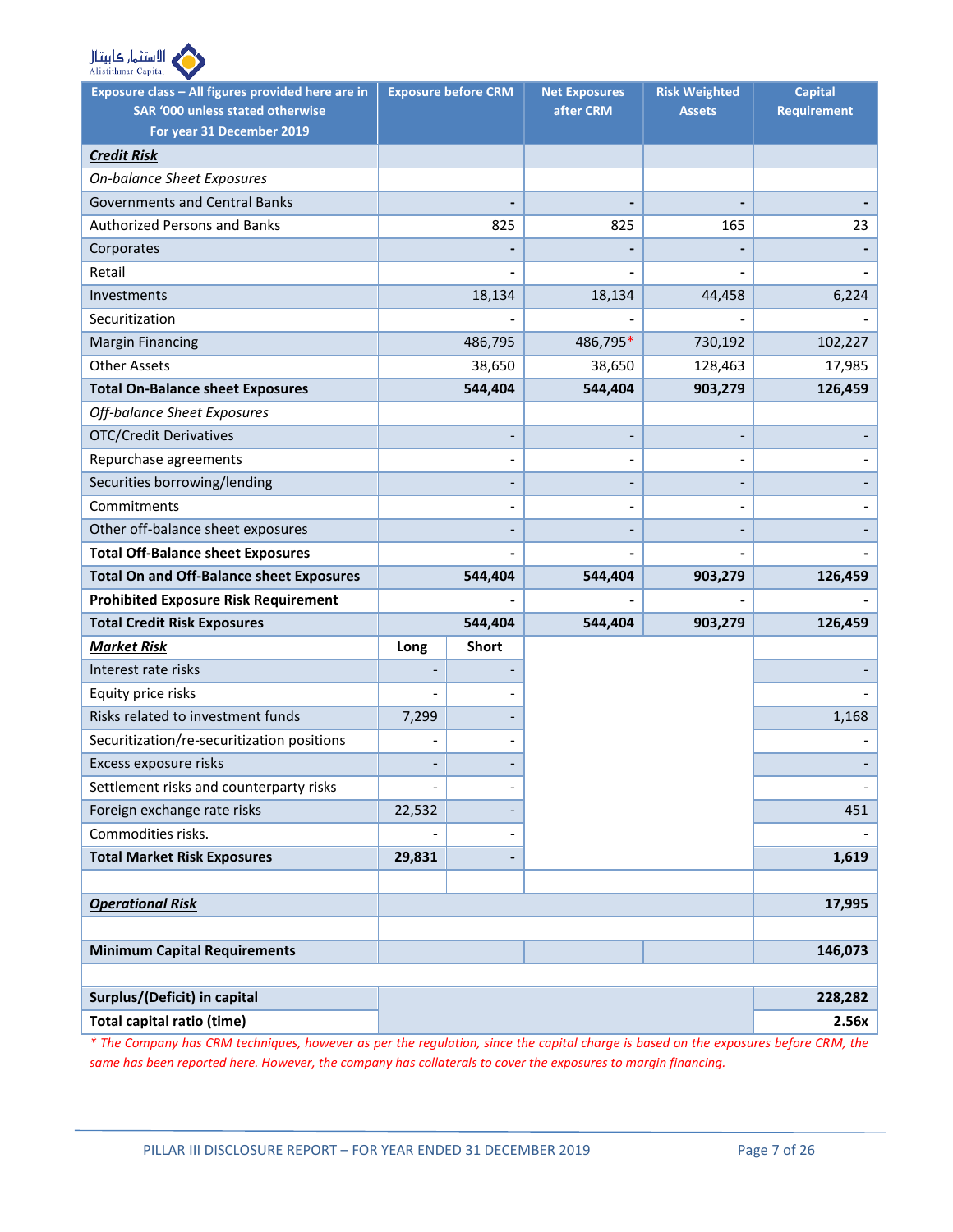| Exposure class – All figures provided here are in SAR '000 unless stated otherwise For year 31 December 2019 | Exposure before CRM | | Net Exposures after CRM | Risk Weighted Assets | Capital Requirement |
|---|---|---|---|---|---|
| ***Credit Risk*** | | | | | |
| *On-balance Sheet Exposures* | | | | | |
| Governments and Central Banks | - | | - | - | - |
| Authorized Persons and Banks | 825 | | 825 | 165 | 23 |
| Corporates | - | | - | - | - |
| Retail | - | | - | - | - |
| Investments | 18,134 | | 18,134 | 44,458 | 6,224 |
| Securitization | - | | - | - | - |
| Margin Financing | 486,795 | | 486,795* | 730,192 | 102,227 |
| Other Assets | 38,650 | | 38,650 | 128,463 | 17,985 |
| **Total On-Balance sheet Exposures** | **544,404** | | **544,404** | **903,279** | **126,459** |
| *Off-balance Sheet Exposures* | | | | | |
| OTC/Credit Derivatives | - | | - | - | - |
| Repurchase agreements | - | | - | - | - |
| Securities borrowing/lending | - | | - | - | - |
| Commitments | - | | - | - | - |
| Other off-balance sheet exposures | - | | - | - | - |
| **Total Off-Balance sheet Exposures** | **-** | | **-** | **-** | **-** |
| **Total On and Off-Balance sheet Exposures** | **544,404** | | **544,404** | **903,279** | **126,459** |
| **Prohibited Exposure Risk Requirement** | **-** | | **-** | **-** | **-** |
| **Total Credit Risk Exposures** | **544,404** | | **544,404** | **903,279** | **126,459** |
| ***Market Risk*** | **Long** | **Short** | | | |
| Interest rate risks | - | - | | | - |
| Equity price risks | - | - | | | - |
| Risks related to investment funds | 7,299 | - | | | 1,168 |
| Securitization/re-securitization positions | - | - | | | - |
| Excess exposure risks | - | - | | | - |
| Settlement risks and counterparty risks | - | - | | | - |
| Foreign exchange rate risks | 22,532 | - | | | 451 |
| Commodities risks. | - | - | | | - |
| **Total Market Risk Exposures** | **29,831** | **-** | | | **1,619** |
| | | | | | |
| ***Operational Risk*** | | | | | **17,995** |
| | | | | | |
| **Minimum Capital Requirements** | | | | | **146,073** |
| | | | | | |
| **Surplus/(Deficit) in capital** | | | | | **228,282** |
| **Total capital ratio (time)** | | | | | **2.56x** |

*\* The Company has CRM techniques, however as per the regulation, since the capital charge is based on the exposures before CRM, the same has been reported here. However, the company has collaterals to cover the exposures to margin financing.*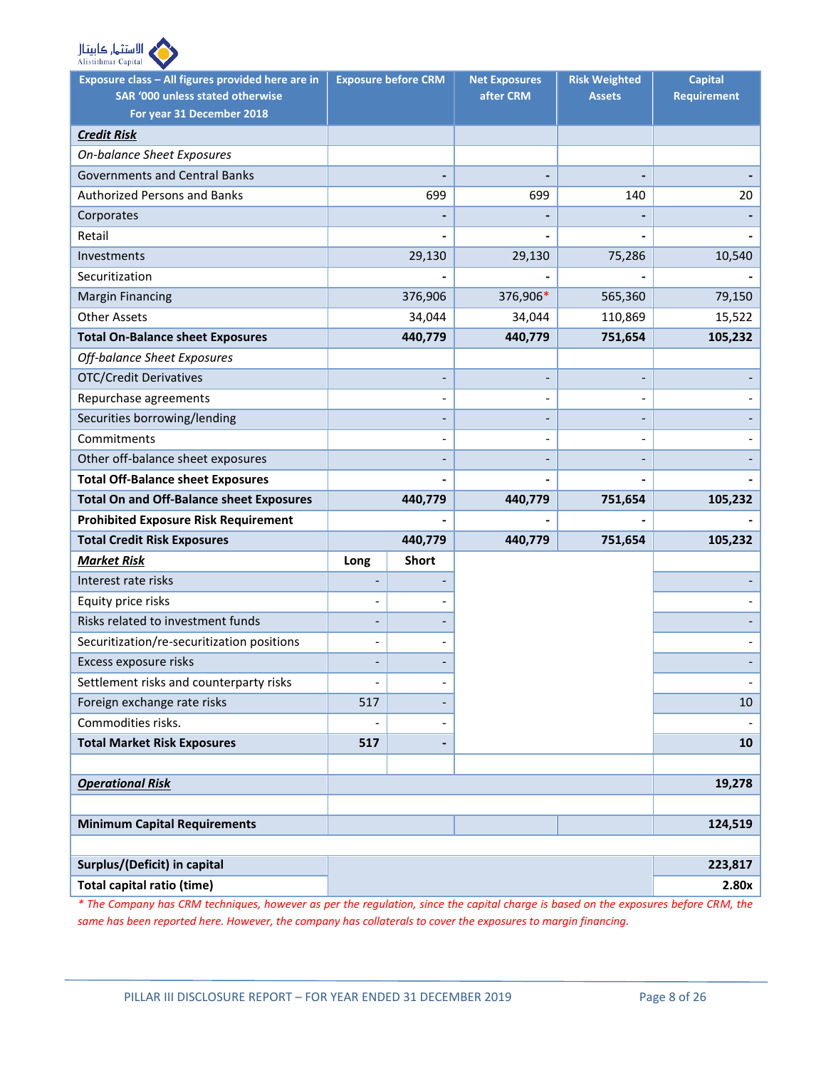| Exposure class – All figures provided here are in SAR '000 unless stated otherwise For year 31 December 2018 | Exposure before CRM | | Net Exposures after CRM | Risk Weighted Assets | Capital Requirement |
|---|---|---|---|---|---|
| ***Credit Risk*** | | | | | |
| *On-balance Sheet Exposures* | | | | | |
| Governments and Central Banks | - | | - | - | - |
| Authorized Persons and Banks | 699 | | 699 | 140 | 20 |
| Corporates | - | | - | - | - |
| Retail | - | | - | - | - |
| Investments | 29,130 | | 29,130 | 75,286 | 10,540 |
| Securitization | - | | - | - | - |
| Margin Financing | 376,906 | | 376,906* | 565,360 | 79,150 |
| Other Assets | 34,044 | | 34,044 | 110,869 | 15,522 |
| **Total On-Balance sheet Exposures** | **440,779** | | **440,779** | **751,654** | **105,232** |
| *Off-balance Sheet Exposures* | | | | | |
| OTC/Credit Derivatives | - | | - | - | - |
| Repurchase agreements | - | | - | - | - |
| Securities borrowing/lending | - | | - | - | - |
| Commitments | - | | - | - | - |
| Other off-balance sheet exposures | - | | - | - | - |
| **Total Off-Balance sheet Exposures** | **-** | | **-** | **-** | **-** |
| **Total On and Off-Balance sheet Exposures** | **440,779** | | **440,779** | **751,654** | **105,232** |
| **Prohibited Exposure Risk Requirement** | **-** | | **-** | **-** | **-** |
| **Total Credit Risk Exposures** | **440,779** | | **440,779** | **751,654** | **105,232** |
| ***Market Risk*** | **Long** | **Short** | | | |
| Interest rate risks | - | - | | | - |
| Equity price risks | - | - | | | - |
| Risks related to investment funds | - | - | | | - |
| Securitization/re-securitization positions | - | - | | | - |
| Excess exposure risks | - | - | | | - |
| Settlement risks and counterparty risks | - | - | | | - |
| Foreign exchange rate risks | 517 | - | | | 10 |
| Commodities risks. | - | - | | | - |
| **Total Market Risk Exposures** | **517** | **-** | | | **10** |
| | | | | | |
| ***Operational Risk*** | | | | | **19,278** |
| | | | | | |
| **Minimum Capital Requirements** | | | | | **124,519** |
| | | | | | |
| **Surplus/(Deficit) in capital** | | | | | **223,817** |
| **Total capital ratio (time)** | | | | | **2.80x** |

*\* The Company has CRM techniques, however as per the regulation, since the capital charge is based on the exposures before CRM, the same has been reported here. However, the company has collaterals to cover the exposures to margin financing.*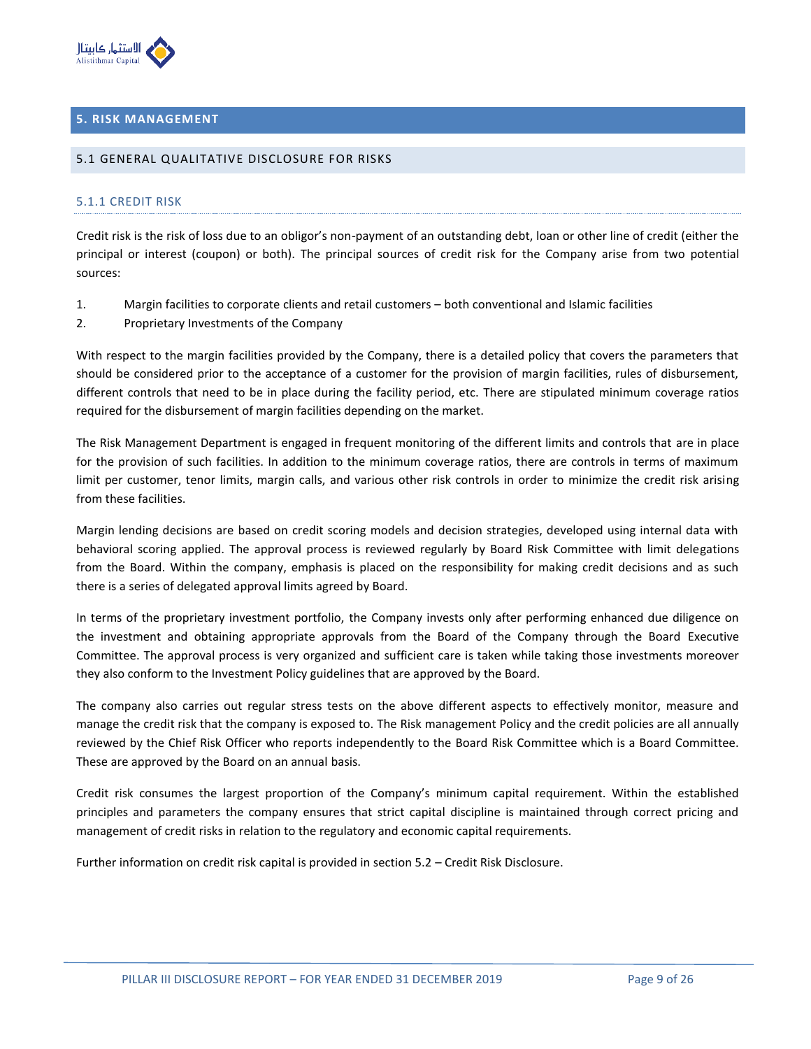## 5. RISK MANAGEMENT

### 5.1 GENERAL QUALITATIVE DISCLOSURE FOR RISKS

#### 5.1.1 CREDIT RISK

Credit risk is the risk of loss due to an obligor's non-payment of an outstanding debt, loan or other line of credit (either the principal or interest (coupon) or both). The principal sources of credit risk for the Company arise from two potential sources:

1. Margin facilities to corporate clients and retail customers – both conventional and Islamic facilities
2. Proprietary Investments of the Company

With respect to the margin facilities provided by the Company, there is a detailed policy that covers the parameters that should be considered prior to the acceptance of a customer for the provision of margin facilities, rules of disbursement, different controls that need to be in place during the facility period, etc. There are stipulated minimum coverage ratios required for the disbursement of margin facilities depending on the market.

The Risk Management Department is engaged in frequent monitoring of the different limits and controls that are in place for the provision of such facilities. In addition to the minimum coverage ratios, there are controls in terms of maximum limit per customer, tenor limits, margin calls, and various other risk controls in order to minimize the credit risk arising from these facilities.

Margin lending decisions are based on credit scoring models and decision strategies, developed using internal data with behavioral scoring applied. The approval process is reviewed regularly by Board Risk Committee with limit delegations from the Board. Within the company, emphasis is placed on the responsibility for making credit decisions and as such there is a series of delegated approval limits agreed by Board.

In terms of the proprietary investment portfolio, the Company invests only after performing enhanced due diligence on the investment and obtaining appropriate approvals from the Board of the Company through the Board Executive Committee. The approval process is very organized and sufficient care is taken while taking those investments moreover they also conform to the Investment Policy guidelines that are approved by the Board.

The company also carries out regular stress tests on the above different aspects to effectively monitor, measure and manage the credit risk that the company is exposed to. The Risk management Policy and the credit policies are all annually reviewed by the Chief Risk Officer who reports independently to the Board Risk Committee which is a Board Committee. These are approved by the Board on an annual basis.

Credit risk consumes the largest proportion of the Company's minimum capital requirement. Within the established principles and parameters the company ensures that strict capital discipline is maintained through correct pricing and management of credit risks in relation to the regulatory and economic capital requirements.

Further information on credit risk capital is provided in section 5.2 – Credit Risk Disclosure.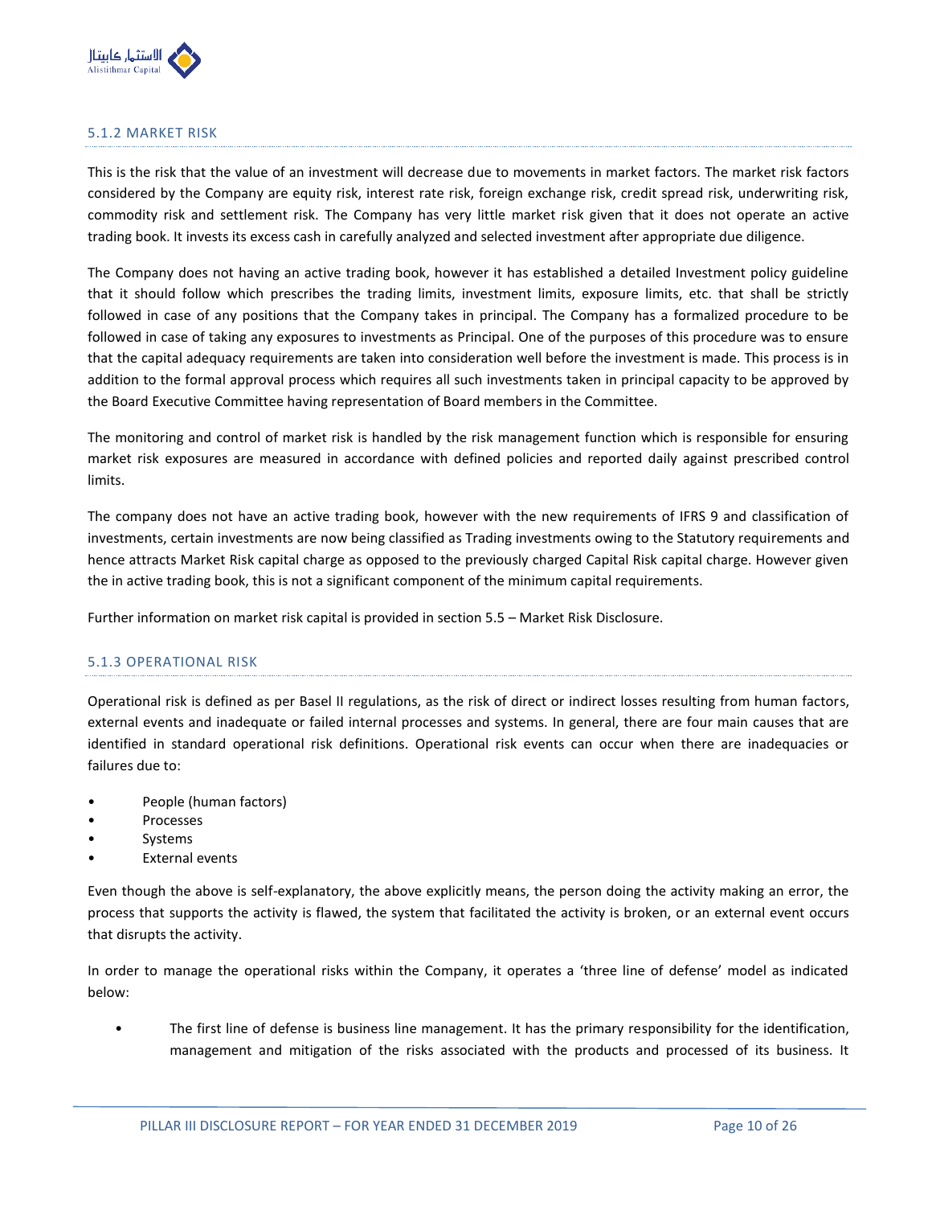### 5.1.2 MARKET RISK

This is the risk that the value of an investment will decrease due to movements in market factors. The market risk factors considered by the Company are equity risk, interest rate risk, foreign exchange risk, credit spread risk, underwriting risk, commodity risk and settlement risk. The Company has very little market risk given that it does not operate an active trading book. It invests its excess cash in carefully analyzed and selected investment after appropriate due diligence.

The Company does not having an active trading book, however it has established a detailed Investment policy guideline that it should follow which prescribes the trading limits, investment limits, exposure limits, etc. that shall be strictly followed in case of any positions that the Company takes in principal. The Company has a formalized procedure to be followed in case of taking any exposures to investments as Principal. One of the purposes of this procedure was to ensure that the capital adequacy requirements are taken into consideration well before the investment is made. This process is in addition to the formal approval process which requires all such investments taken in principal capacity to be approved by the Board Executive Committee having representation of Board members in the Committee.

The monitoring and control of market risk is handled by the risk management function which is responsible for ensuring market risk exposures are measured in accordance with defined policies and reported daily against prescribed control limits.

The company does not have an active trading book, however with the new requirements of IFRS 9 and classification of investments, certain investments are now being classified as Trading investments owing to the Statutory requirements and hence attracts Market Risk capital charge as opposed to the previously charged Capital Risk capital charge. However given the in active trading book, this is not a significant component of the minimum capital requirements.

Further information on market risk capital is provided in section 5.5 – Market Risk Disclosure.

### 5.1.3 OPERATIONAL RISK

Operational risk is defined as per Basel II regulations, as the risk of direct or indirect losses resulting from human factors, external events and inadequate or failed internal processes and systems. In general, there are four main causes that are identified in standard operational risk definitions. Operational risk events can occur when there are inadequacies or failures due to:

- People (human factors)
- Processes
- Systems
- External events

Even though the above is self-explanatory, the above explicitly means, the person doing the activity making an error, the process that supports the activity is flawed, the system that facilitated the activity is broken, or an external event occurs that disrupts the activity.

In order to manage the operational risks within the Company, it operates a 'three line of defense' model as indicated below:

- The first line of defense is business line management. It has the primary responsibility for the identification, management and mitigation of the risks associated with the products and processed of its business. It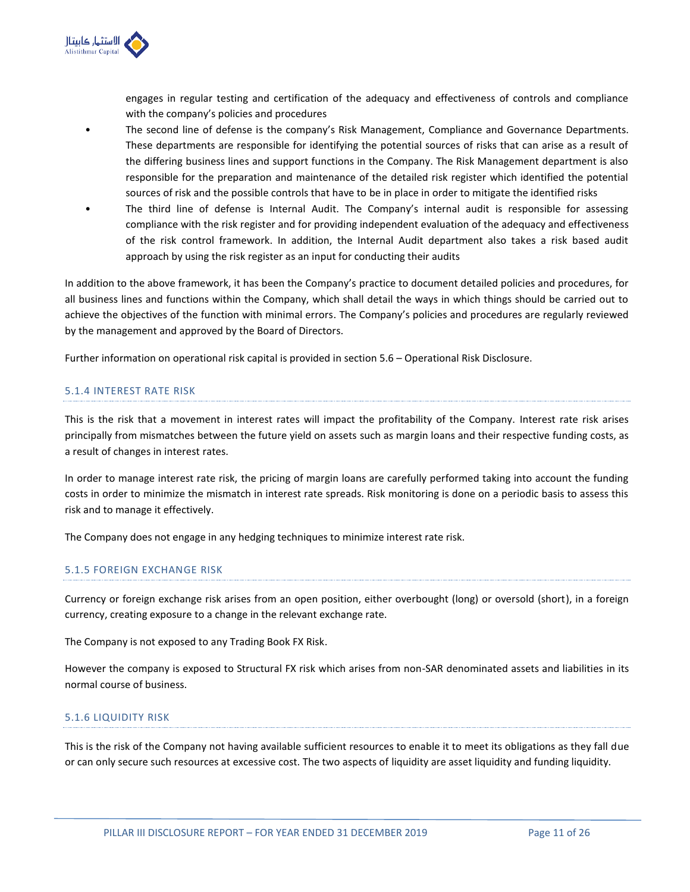engages in regular testing and certification of the adequacy and effectiveness of controls and compliance with the company's policies and procedures

- The second line of defense is the company's Risk Management, Compliance and Governance Departments. These departments are responsible for identifying the potential sources of risks that can arise as a result of the differing business lines and support functions in the Company. The Risk Management department is also responsible for the preparation and maintenance of the detailed risk register which identified the potential sources of risk and the possible controls that have to be in place in order to mitigate the identified risks
- The third line of defense is Internal Audit. The Company's internal audit is responsible for assessing compliance with the risk register and for providing independent evaluation of the adequacy and effectiveness of the risk control framework. In addition, the Internal Audit department also takes a risk based audit approach by using the risk register as an input for conducting their audits

In addition to the above framework, it has been the Company's practice to document detailed policies and procedures, for all business lines and functions within the Company, which shall detail the ways in which things should be carried out to achieve the objectives of the function with minimal errors. The Company's policies and procedures are regularly reviewed by the management and approved by the Board of Directors.

Further information on operational risk capital is provided in section 5.6 – Operational Risk Disclosure.

### 5.1.4 INTEREST RATE RISK

This is the risk that a movement in interest rates will impact the profitability of the Company. Interest rate risk arises principally from mismatches between the future yield on assets such as margin loans and their respective funding costs, as a result of changes in interest rates.

In order to manage interest rate risk, the pricing of margin loans are carefully performed taking into account the funding costs in order to minimize the mismatch in interest rate spreads. Risk monitoring is done on a periodic basis to assess this risk and to manage it effectively.

The Company does not engage in any hedging techniques to minimize interest rate risk.

### 5.1.5 FOREIGN EXCHANGE RISK

Currency or foreign exchange risk arises from an open position, either overbought (long) or oversold (short), in a foreign currency, creating exposure to a change in the relevant exchange rate.

The Company is not exposed to any Trading Book FX Risk.

However the company is exposed to Structural FX risk which arises from non-SAR denominated assets and liabilities in its normal course of business.

### 5.1.6 LIQUIDITY RISK

This is the risk of the Company not having available sufficient resources to enable it to meet its obligations as they fall due or can only secure such resources at excessive cost. The two aspects of liquidity are asset liquidity and funding liquidity.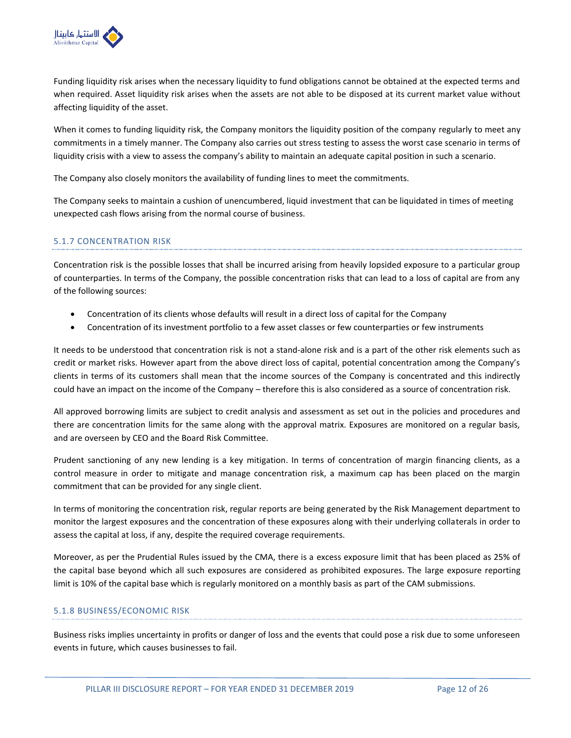Funding liquidity risk arises when the necessary liquidity to fund obligations cannot be obtained at the expected terms and when required. Asset liquidity risk arises when the assets are not able to be disposed at its current market value without affecting liquidity of the asset.

When it comes to funding liquidity risk, the Company monitors the liquidity position of the company regularly to meet any commitments in a timely manner. The Company also carries out stress testing to assess the worst case scenario in terms of liquidity crisis with a view to assess the company's ability to maintain an adequate capital position in such a scenario.

The Company also closely monitors the availability of funding lines to meet the commitments.

The Company seeks to maintain a cushion of unencumbered, liquid investment that can be liquidated in times of meeting unexpected cash flows arising from the normal course of business.

### 5.1.7 CONCENTRATION RISK

Concentration risk is the possible losses that shall be incurred arising from heavily lopsided exposure to a particular group of counterparties. In terms of the Company, the possible concentration risks that can lead to a loss of capital are from any of the following sources:

- Concentration of its clients whose defaults will result in a direct loss of capital for the Company
- Concentration of its investment portfolio to a few asset classes or few counterparties or few instruments

It needs to be understood that concentration risk is not a stand-alone risk and is a part of the other risk elements such as credit or market risks. However apart from the above direct loss of capital, potential concentration among the Company's clients in terms of its customers shall mean that the income sources of the Company is concentrated and this indirectly could have an impact on the income of the Company – therefore this is also considered as a source of concentration risk.

All approved borrowing limits are subject to credit analysis and assessment as set out in the policies and procedures and there are concentration limits for the same along with the approval matrix. Exposures are monitored on a regular basis, and are overseen by CEO and the Board Risk Committee.

Prudent sanctioning of any new lending is a key mitigation. In terms of concentration of margin financing clients, as a control measure in order to mitigate and manage concentration risk, a maximum cap has been placed on the margin commitment that can be provided for any single client.

In terms of monitoring the concentration risk, regular reports are being generated by the Risk Management department to monitor the largest exposures and the concentration of these exposures along with their underlying collaterals in order to assess the capital at loss, if any, despite the required coverage requirements.

Moreover, as per the Prudential Rules issued by the CMA, there is a excess exposure limit that has been placed as 25% of the capital base beyond which all such exposures are considered as prohibited exposures. The large exposure reporting limit is 10% of the capital base which is regularly monitored on a monthly basis as part of the CAM submissions.

### 5.1.8 BUSINESS/ECONOMIC RISK

Business risks implies uncertainty in profits or danger of loss and the events that could pose a risk due to some unforeseen events in future, which causes businesses to fail.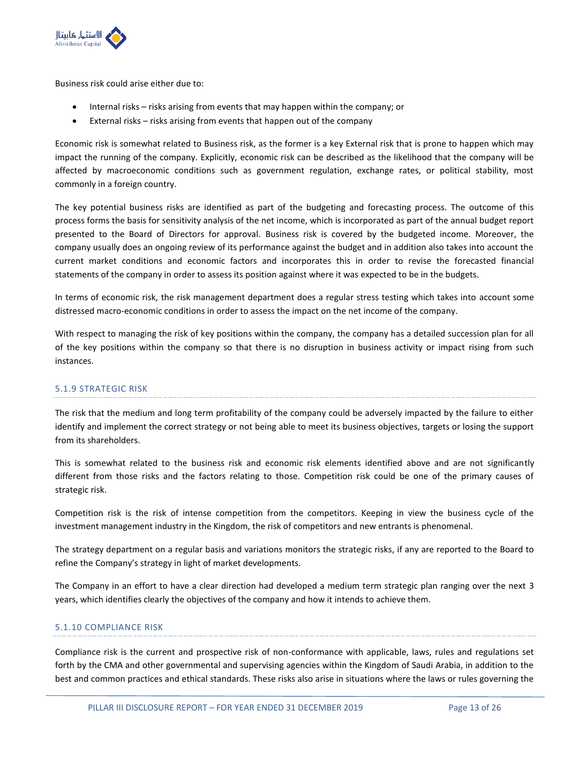Business risk could arise either due to:

- Internal risks – risks arising from events that may happen within the company; or
- External risks – risks arising from events that happen out of the company

Economic risk is somewhat related to Business risk, as the former is a key External risk that is prone to happen which may impact the running of the company. Explicitly, economic risk can be described as the likelihood that the company will be affected by macroeconomic conditions such as government regulation, exchange rates, or political stability, most commonly in a foreign country.

The key potential business risks are identified as part of the budgeting and forecasting process. The outcome of this process forms the basis for sensitivity analysis of the net income, which is incorporated as part of the annual budget report presented to the Board of Directors for approval. Business risk is covered by the budgeted income. Moreover, the company usually does an ongoing review of its performance against the budget and in addition also takes into account the current market conditions and economic factors and incorporates this in order to revise the forecasted financial statements of the company in order to assess its position against where it was expected to be in the budgets.

In terms of economic risk, the risk management department does a regular stress testing which takes into account some distressed macro-economic conditions in order to assess the impact on the net income of the company.

With respect to managing the risk of key positions within the company, the company has a detailed succession plan for all of the key positions within the company so that there is no disruption in business activity or impact rising from such instances.

### 5.1.9 STRATEGIC RISK

The risk that the medium and long term profitability of the company could be adversely impacted by the failure to either identify and implement the correct strategy or not being able to meet its business objectives, targets or losing the support from its shareholders.

This is somewhat related to the business risk and economic risk elements identified above and are not significantly different from those risks and the factors relating to those. Competition risk could be one of the primary causes of strategic risk.

Competition risk is the risk of intense competition from the competitors. Keeping in view the business cycle of the investment management industry in the Kingdom, the risk of competitors and new entrants is phenomenal.

The strategy department on a regular basis and variations monitors the strategic risks, if any are reported to the Board to refine the Company's strategy in light of market developments.

The Company in an effort to have a clear direction had developed a medium term strategic plan ranging over the next 3 years, which identifies clearly the objectives of the company and how it intends to achieve them.

### 5.1.10 COMPLIANCE RISK

Compliance risk is the current and prospective risk of non-conformance with applicable, laws, rules and regulations set forth by the CMA and other governmental and supervising agencies within the Kingdom of Saudi Arabia, in addition to the best and common practices and ethical standards. These risks also arise in situations where the laws or rules governing the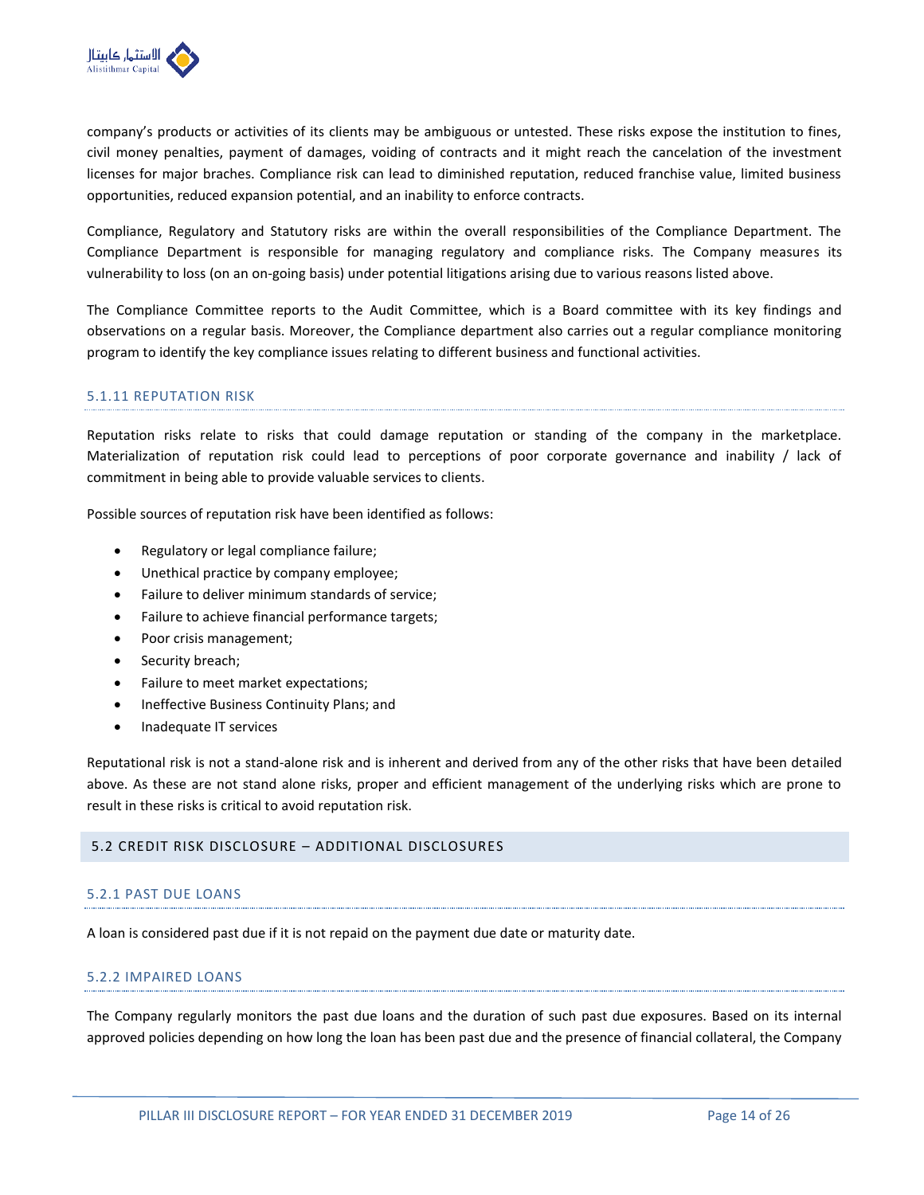company's products or activities of its clients may be ambiguous or untested. These risks expose the institution to fines, civil money penalties, payment of damages, voiding of contracts and it might reach the cancelation of the investment licenses for major braches. Compliance risk can lead to diminished reputation, reduced franchise value, limited business opportunities, reduced expansion potential, and an inability to enforce contracts.

Compliance, Regulatory and Statutory risks are within the overall responsibilities of the Compliance Department. The Compliance Department is responsible for managing regulatory and compliance risks. The Company measures its vulnerability to loss (on an on-going basis) under potential litigations arising due to various reasons listed above.

The Compliance Committee reports to the Audit Committee, which is a Board committee with its key findings and observations on a regular basis. Moreover, the Compliance department also carries out a regular compliance monitoring program to identify the key compliance issues relating to different business and functional activities.

### 5.1.11 REPUTATION RISK

Reputation risks relate to risks that could damage reputation or standing of the company in the marketplace. Materialization of reputation risk could lead to perceptions of poor corporate governance and inability / lack of commitment in being able to provide valuable services to clients.

Possible sources of reputation risk have been identified as follows:

- Regulatory or legal compliance failure;
- Unethical practice by company employee;
- Failure to deliver minimum standards of service;
- Failure to achieve financial performance targets;
- Poor crisis management;
- Security breach;
- Failure to meet market expectations;
- Ineffective Business Continuity Plans; and
- Inadequate IT services

Reputational risk is not a stand-alone risk and is inherent and derived from any of the other risks that have been detailed above. As these are not stand alone risks, proper and efficient management of the underlying risks which are prone to result in these risks is critical to avoid reputation risk.

## 5.2 CREDIT RISK DISCLOSURE – ADDITIONAL DISCLOSURES

### 5.2.1 PAST DUE LOANS

A loan is considered past due if it is not repaid on the payment due date or maturity date.

### 5.2.2 IMPAIRED LOANS

The Company regularly monitors the past due loans and the duration of such past due exposures. Based on its internal approved policies depending on how long the loan has been past due and the presence of financial collateral, the Company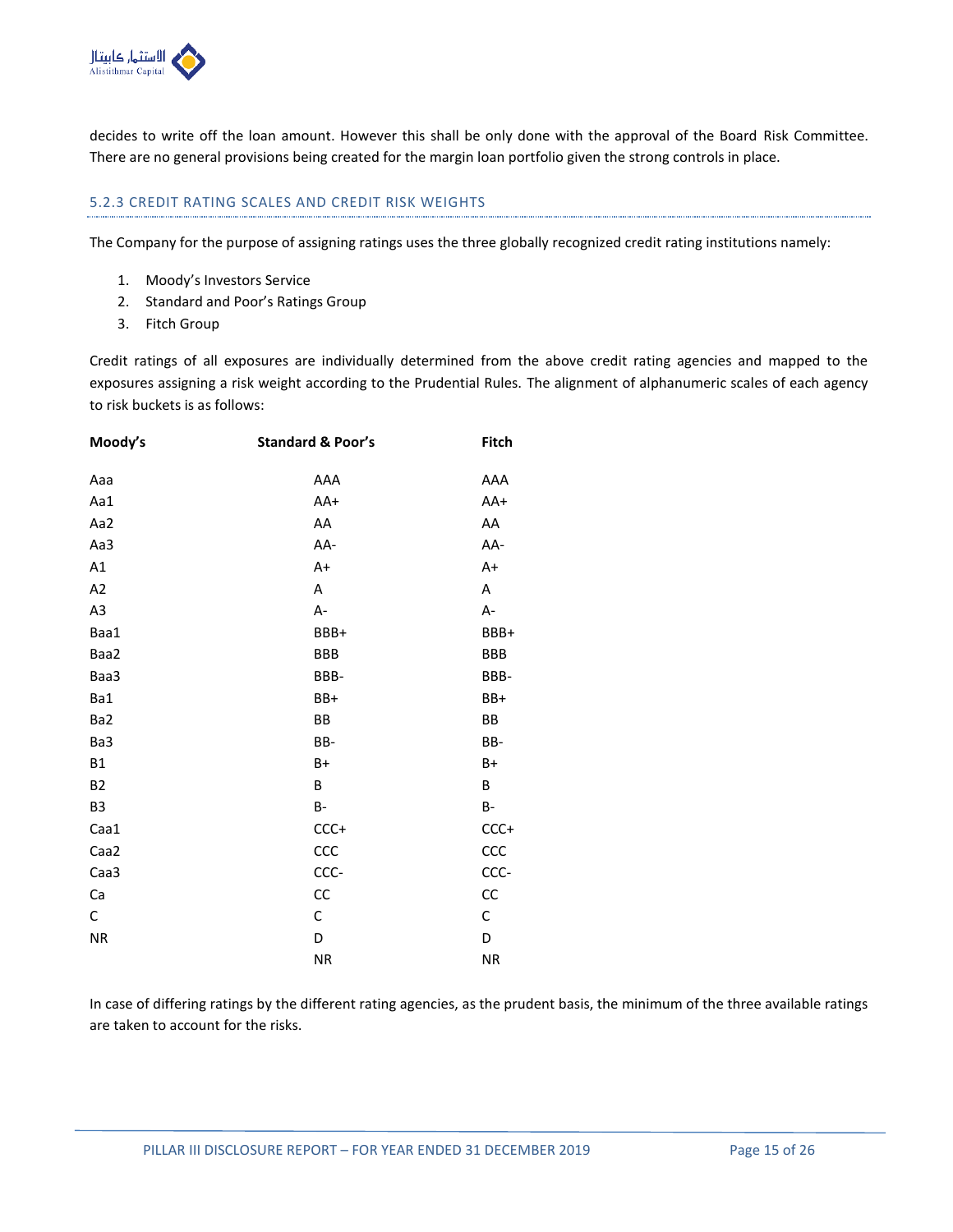decides to write off the loan amount. However this shall be only done with the approval of the Board Risk Committee. There are no general provisions being created for the margin loan portfolio given the strong controls in place.

### 5.2.3 CREDIT RATING SCALES AND CREDIT RISK WEIGHTS

The Company for the purpose of assigning ratings uses the three globally recognized credit rating institutions namely:

1. Moody's Investors Service
2. Standard and Poor's Ratings Group
3. Fitch Group

Credit ratings of all exposures are individually determined from the above credit rating agencies and mapped to the exposures assigning a risk weight according to the Prudential Rules. The alignment of alphanumeric scales of each agency to risk buckets is as follows:

| Moody's | Standard & Poor's | Fitch |
|---|---|---|
| Aaa | AAA | AAA |
| Aa1 | AA+ | AA+ |
| Aa2 | AA | AA |
| Aa3 | AA- | AA- |
| A1 | A+ | A+ |
| A2 | A | A |
| A3 | A- | A- |
| Baa1 | BBB+ | BBB+ |
| Baa2 | BBB | BBB |
| Baa3 | BBB- | BBB- |
| Ba1 | BB+ | BB+ |
| Ba2 | BB | BB |
| Ba3 | BB- | BB- |
| B1 | B+ | B+ |
| B2 | B | B |
| B3 | B- | B- |
| Caa1 | CCC+ | CCC+ |
| Caa2 | CCC | CCC |
| Caa3 | CCC- | CCC- |
| Ca | CC | CC |
| C | C | C |
| NR | D | D |
| | NR | NR |

In case of differing ratings by the different rating agencies, as the prudent basis, the minimum of the three available ratings are taken to account for the risks.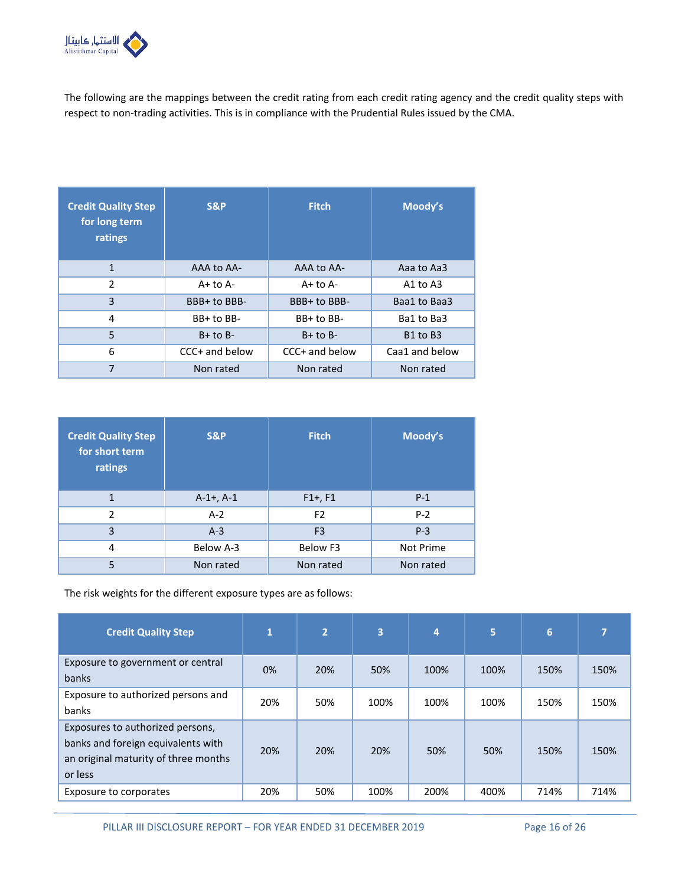The following are the mappings between the credit rating from each credit rating agency and the credit quality steps with respect to non-trading activities. This is in compliance with the Prudential Rules issued by the CMA.

| Credit Quality Step for long term ratings | S&P | Fitch | Moody's |
|---|---|---|---|
| 1 | AAA to AA- | AAA to AA- | Aaa to Aa3 |
| 2 | A+ to A- | A+ to A- | A1 to A3 |
| 3 | BBB+ to BBB- | BBB+ to BBB- | Baa1 to Baa3 |
| 4 | BB+ to BB- | BB+ to BB- | Ba1 to Ba3 |
| 5 | B+ to B- | B+ to B- | B1 to B3 |
| 6 | CCC+ and below | CCC+ and below | Caa1 and below |
| 7 | Non rated | Non rated | Non rated |

| Credit Quality Step for short term ratings | S&P | Fitch | Moody's |
|---|---|---|---|
| 1 | A-1+, A-1 | F1+, F1 | P-1 |
| 2 | A-2 | F2 | P-2 |
| 3 | A-3 | F3 | P-3 |
| 4 | Below A-3 | Below F3 | Not Prime |
| 5 | Non rated | Non rated | Non rated |

The risk weights for the different exposure types are as follows:

| Credit Quality Step | 1 | 2 | 3 | 4 | 5 | 6 | 7 |
|---|---|---|---|---|---|---|---|
| Exposure to government or central banks | 0% | 20% | 50% | 100% | 100% | 150% | 150% |
| Exposure to authorized persons and banks | 20% | 50% | 100% | 100% | 100% | 150% | 150% |
| Exposures to authorized persons, banks and foreign equivalents with an original maturity of three months or less | 20% | 20% | 20% | 50% | 50% | 150% | 150% |
| Exposure to corporates | 20% | 50% | 100% | 200% | 400% | 714% | 714% |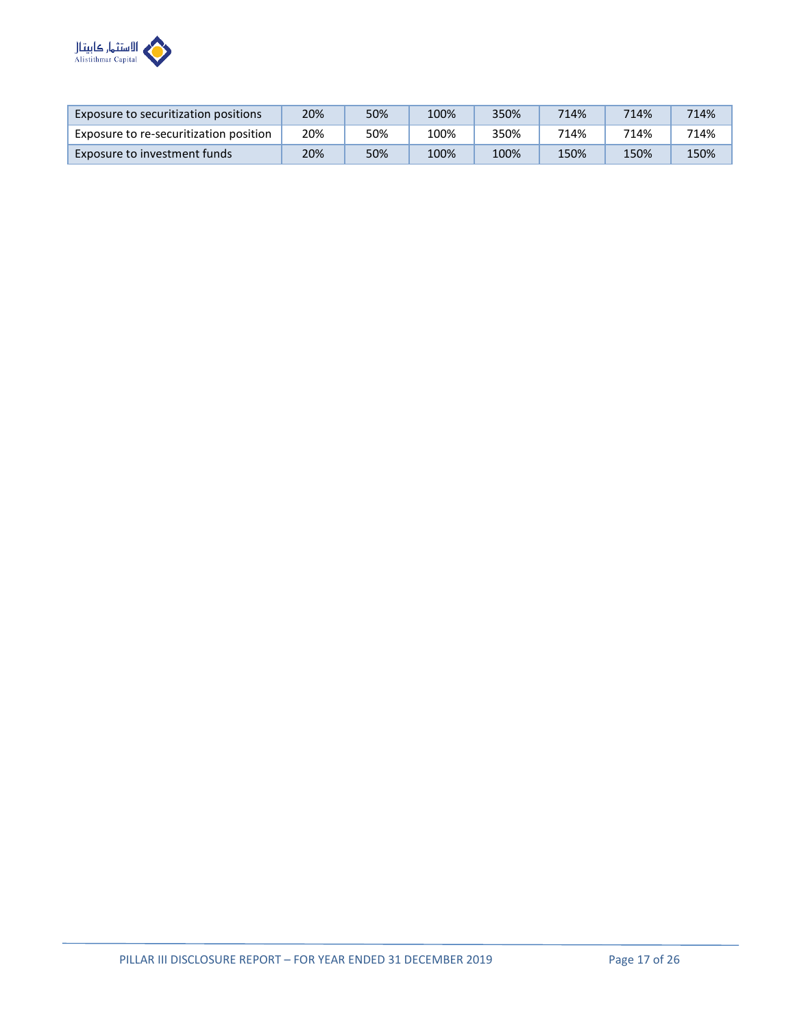| | | | | | | | |
|---|---|---|---|---|---|---|---|
| Exposure to securitization positions | 20% | 50% | 100% | 350% | 714% | 714% | 714% |
| Exposure to re-securitization position | 20% | 50% | 100% | 350% | 714% | 714% | 714% |
| Exposure to investment funds | 20% | 50% | 100% | 100% | 150% | 150% | 150% |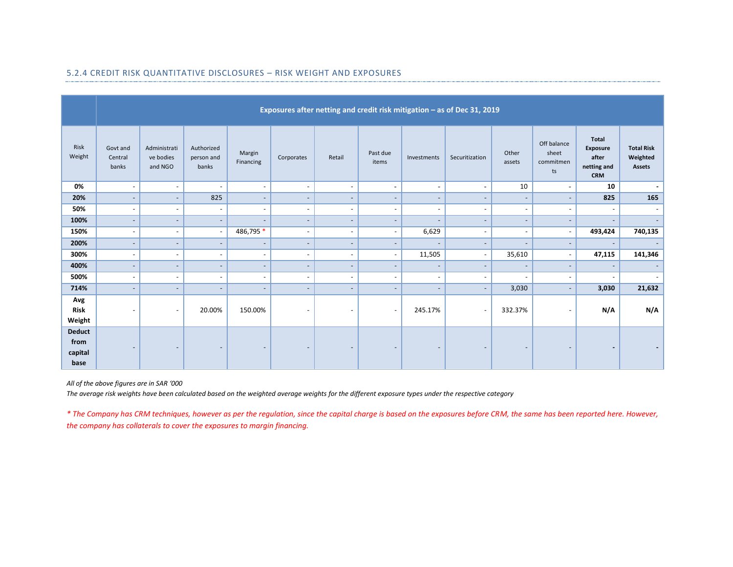### 5.2.4 CREDIT RISK QUANTITATIVE DISCLOSURES – RISK WEIGHT AND EXPOSURES

| | Exposures after netting and credit risk mitigation – as of Dec 31, 2019 | | | | | | | | | | | | |
|---|---|---|---|---|---|---|---|---|---|---|---|---|---|
| Risk Weight | Govt and Central banks | Administrative bodies and NGO | Authorized person and banks | Margin Financing | Corporates | Retail | Past due items | Investments | Securitization | Other assets | Off balance sheet commitments | **Total Exposure after netting and CRM** | **Total Risk Weighted Assets** |
| **0%** | - | - | - | - | - | - | - | - | - | 10 | - | **10** | **-** |
| **20%** | - | - | 825 | - | - | - | - | - | - | - | - | **825** | **165** |
| **50%** | - | - | - | - | - | - | - | - | - | - | - | - | - |
| **100%** | - | - | - | - | - | - | - | - | - | - | - | - | - |
| **150%** | - | - | - | 486,795 * | - | - | - | 6,629 | - | - | - | **493,424** | **740,135** |
| **200%** | - | - | - | - | - | - | - | - | - | - | - | - | - |
| **300%** | - | - | - | - | - | - | - | 11,505 | - | 35,610 | - | **47,115** | **141,346** |
| **400%** | - | - | - | - | - | - | - | - | - | - | - | - | - |
| **500%** | - | - | - | - | - | - | - | - | - | - | - | - | - |
| **714%** | - | - | - | - | - | - | - | - | - | 3,030 | - | **3,030** | **21,632** |
| **Avg Risk Weight** | - | - | 20.00% | 150.00% | - | - | - | 245.17% | - | 332.37% | - | **N/A** | **N/A** |
| **Deduct from capital base** | - | - | - | - | - | - | - | - | - | - | - | **-** | **-** |

*All of the above figures are in SAR '000*
*The average risk weights have been calculated based on the weighted average weights for the different exposure types under the respective category*

*\* The Company has CRM techniques, however as per the regulation, since the capital charge is based on the exposures before CRM, the same has been reported here. However, the company has collaterals to cover the exposures to margin financing.*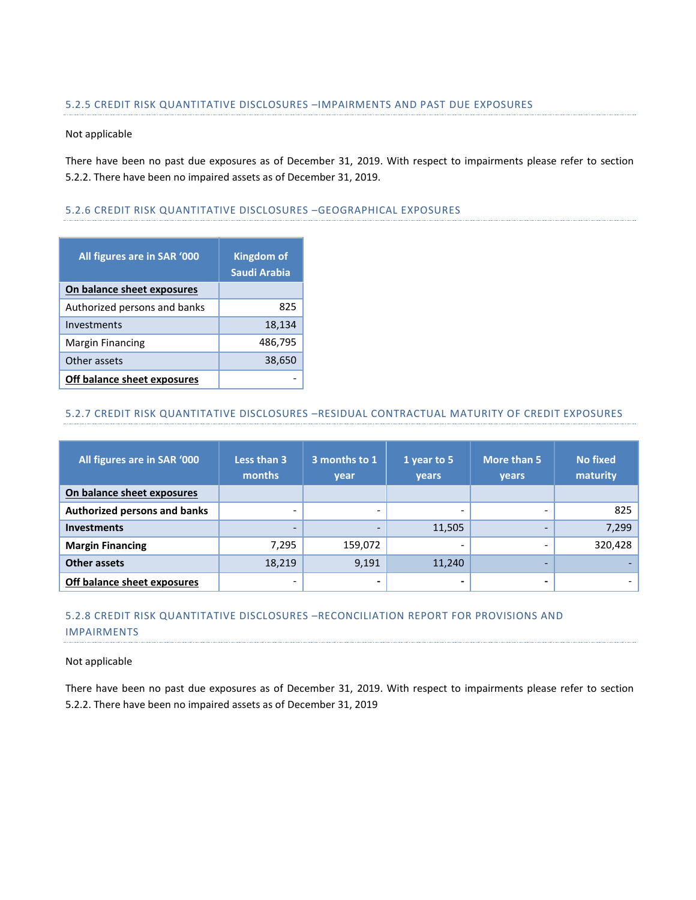### 5.2.5 CREDIT RISK QUANTITATIVE DISCLOSURES –IMPAIRMENTS AND PAST DUE EXPOSURES

Not applicable

There have been no past due exposures as of December 31, 2019. With respect to impairments please refer to section 5.2.2. There have been no impaired assets as of December 31, 2019.

### 5.2.6 CREDIT RISK QUANTITATIVE DISCLOSURES –GEOGRAPHICAL EXPOSURES

| All figures are in SAR '000 | Kingdom of Saudi Arabia |
|---|---:|
| **On balance sheet exposures** | |
| Authorized persons and banks | 825 |
| Investments | 18,134 |
| Margin Financing | 486,795 |
| Other assets | 38,650 |
| **Off balance sheet exposures** | - |

### 5.2.7 CREDIT RISK QUANTITATIVE DISCLOSURES –RESIDUAL CONTRACTUAL MATURITY OF CREDIT EXPOSURES

| All figures are in SAR '000 | Less than 3 months | 3 months to 1 year | 1 year to 5 years | More than 5 years | No fixed maturity |
|---|---:|---:|---:|---:|---:|
| **On balance sheet exposures** | | | | | |
| **Authorized persons and banks** | - | - | - | - | 825 |
| **Investments** | - | - | 11,505 | - | 7,299 |
| **Margin Financing** | 7,295 | 159,072 | - | - | 320,428 |
| **Other assets** | 18,219 | 9,191 | 11,240 | - | - |
| **Off balance sheet exposures** | - | - | - | - | - |

### 5.2.8 CREDIT RISK QUANTITATIVE DISCLOSURES –RECONCILIATION REPORT FOR PROVISIONS AND IMPAIRMENTS

Not applicable

There have been no past due exposures as of December 31, 2019. With respect to impairments please refer to section 5.2.2. There have been no impaired assets as of December 31, 2019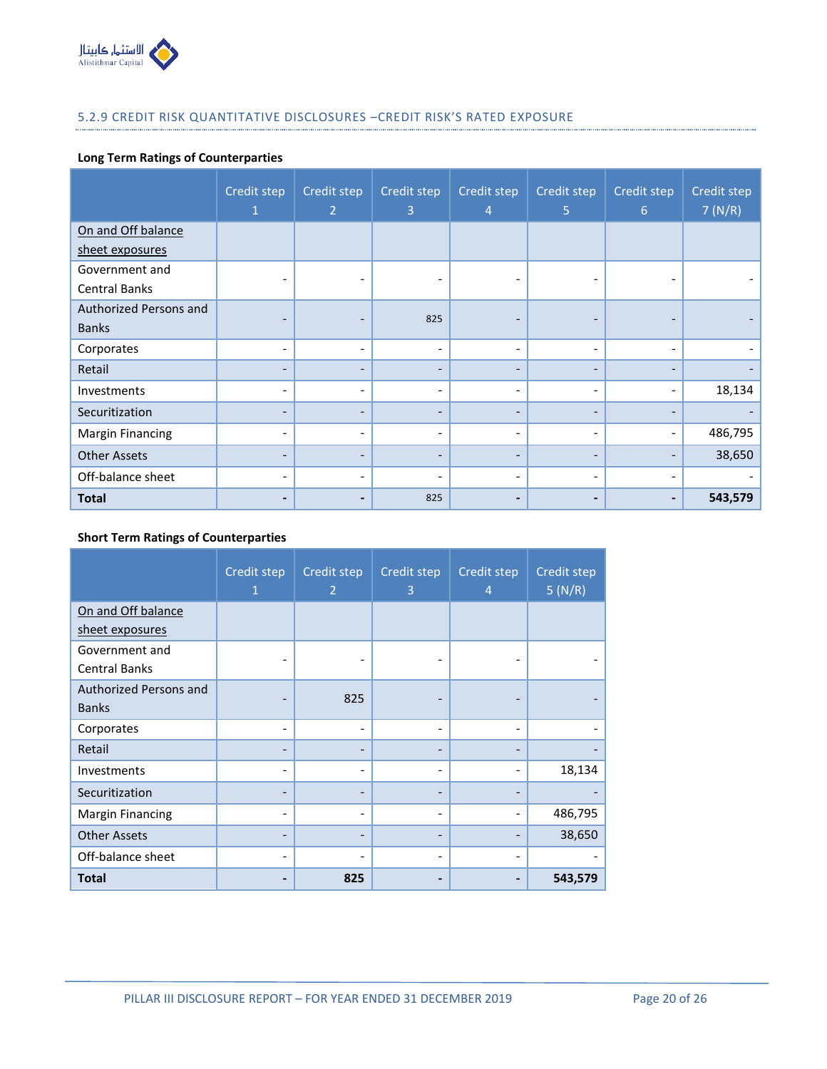### 5.2.9 CREDIT RISK QUANTITATIVE DISCLOSURES –CREDIT RISK'S RATED EXPOSURE

**Long Term Ratings of Counterparties**

| | Credit step 1 | Credit step 2 | Credit step 3 | Credit step 4 | Credit step 5 | Credit step 6 | Credit step 7 (N/R) |
|---|---|---|---|---|---|---|---|
| On and Off balance sheet exposures | | | | | | | |
| Government and Central Banks | - | - | - | - | - | - | - |
| Authorized Persons and Banks | - | - | 825 | - | - | - | - |
| Corporates | - | - | - | - | - | - | - |
| Retail | - | - | - | - | - | - | - |
| Investments | - | - | - | - | - | - | 18,134 |
| Securitization | - | - | - | - | - | - | - |
| Margin Financing | - | - | - | - | - | - | 486,795 |
| Other Assets | - | - | - | - | - | - | 38,650 |
| Off-balance sheet | - | - | - | - | - | - | - |
| **Total** | **-** | **-** | 825 | **-** | **-** | **-** | **543,579** |

**Short Term Ratings of Counterparties**

| | Credit step 1 | Credit step 2 | Credit step 3 | Credit step 4 | Credit step 5 (N/R) |
|---|---|---|---|---|---|
| On and Off balance sheet exposures | | | | | |
| Government and Central Banks | - | - | - | - | - |
| Authorized Persons and Banks | - | 825 | - | - | - |
| Corporates | - | - | - | - | - |
| Retail | - | - | - | - | - |
| Investments | - | - | - | - | 18,134 |
| Securitization | - | - | - | - | - |
| Margin Financing | - | - | - | - | 486,795 |
| Other Assets | - | - | - | - | 38,650 |
| Off-balance sheet | - | - | - | - | - |
| **Total** | **-** | **825** | **-** | **-** | **543,579** |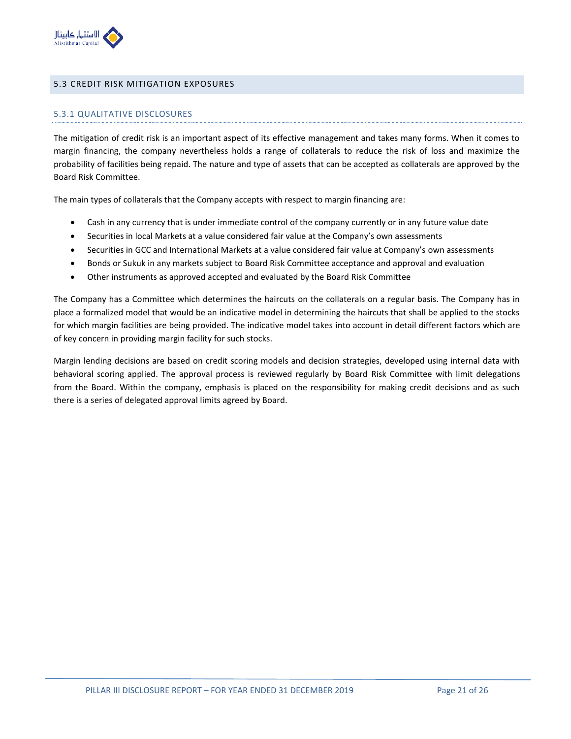## 5.3 CREDIT RISK MITIGATION EXPOSURES

### 5.3.1 QUALITATIVE DISCLOSURES

The mitigation of credit risk is an important aspect of its effective management and takes many forms. When it comes to margin financing, the company nevertheless holds a range of collaterals to reduce the risk of loss and maximize the probability of facilities being repaid. The nature and type of assets that can be accepted as collaterals are approved by the Board Risk Committee.

The main types of collaterals that the Company accepts with respect to margin financing are:

- Cash in any currency that is under immediate control of the company currently or in any future value date
- Securities in local Markets at a value considered fair value at the Company's own assessments
- Securities in GCC and International Markets at a value considered fair value at Company's own assessments
- Bonds or Sukuk in any markets subject to Board Risk Committee acceptance and approval and evaluation
- Other instruments as approved accepted and evaluated by the Board Risk Committee

The Company has a Committee which determines the haircuts on the collaterals on a regular basis. The Company has in place a formalized model that would be an indicative model in determining the haircuts that shall be applied to the stocks for which margin facilities are being provided. The indicative model takes into account in detail different factors which are of key concern in providing margin facility for such stocks.

Margin lending decisions are based on credit scoring models and decision strategies, developed using internal data with behavioral scoring applied. The approval process is reviewed regularly by Board Risk Committee with limit delegations from the Board. Within the company, emphasis is placed on the responsibility for making credit decisions and as such there is a series of delegated approval limits agreed by Board.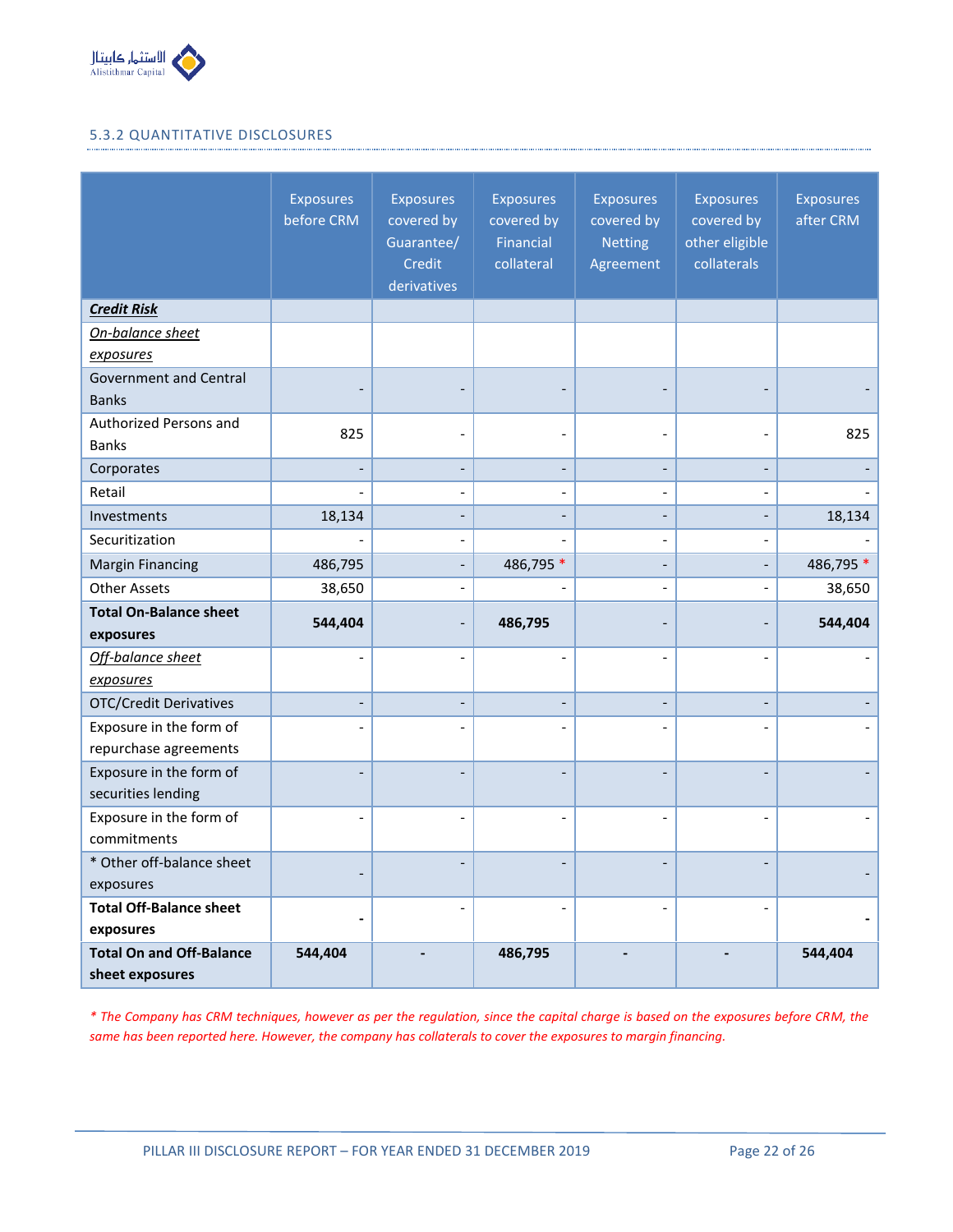### 5.3.2 QUANTITATIVE DISCLOSURES

| | Exposures before CRM | Exposures covered by Guarantee/ Credit derivatives | Exposures covered by Financial collateral | Exposures covered by Netting Agreement | Exposures covered by other eligible collaterals | Exposures after CRM |
|---|---|---|---|---|---|---|
| ***Credit Risk*** | | | | | | |
| *On-balance sheet exposures* | | | | | | |
| Government and Central Banks | - | - | - | - | - | - |
| Authorized Persons and Banks | 825 | - | - | - | - | 825 |
| Corporates | - | - | - | - | - | - |
| Retail | - | - | - | - | - | - |
| Investments | 18,134 | - | - | - | - | 18,134 |
| Securitization | - | - | - | - | - | - |
| Margin Financing | 486,795 | - | 486,795 * | - | - | 486,795 * |
| Other Assets | 38,650 | - | - | - | - | 38,650 |
| **Total On-Balance sheet exposures** | **544,404** | - | **486,795** | - | - | **544,404** |
| *Off-balance sheet exposures* | - | - | - | - | - | - |
| OTC/Credit Derivatives | - | - | - | - | - | - |
| Exposure in the form of repurchase agreements | - | - | - | - | - | - |
| Exposure in the form of securities lending | - | - | - | - | - | - |
| Exposure in the form of commitments | - | - | - | - | - | - |
| * Other off-balance sheet exposures | - | - | - | - | - | - |
| **Total Off-Balance sheet exposures** | **-** | - | - | - | - | **-** |
| **Total On and Off-Balance sheet exposures** | **544,404** | **-** | **486,795** | **-** | **-** | **544,404** |

*\* The Company has CRM techniques, however as per the regulation, since the capital charge is based on the exposures before CRM, the same has been reported here. However, the company has collaterals to cover the exposures to margin financing.*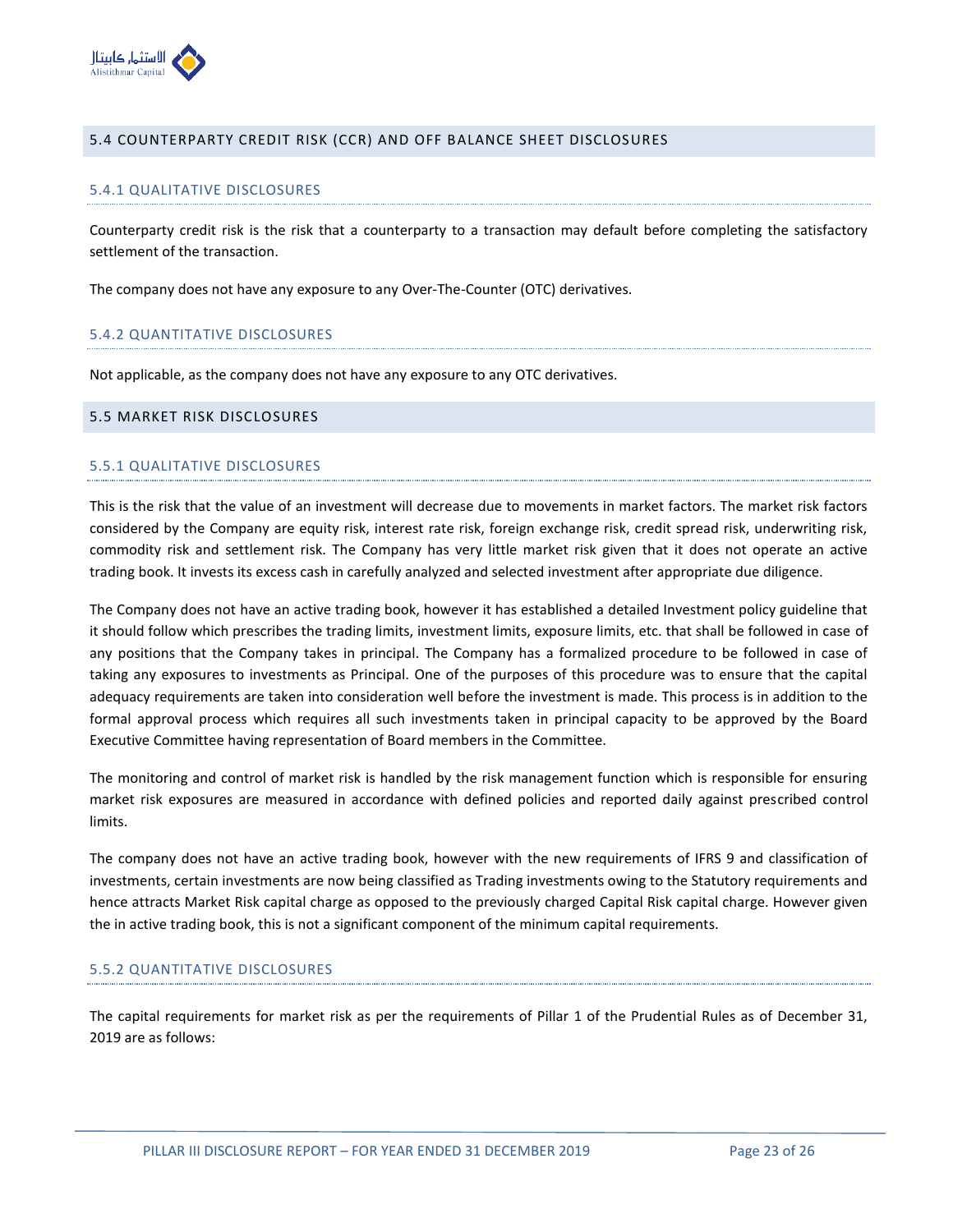## 5.4 COUNTERPARTY CREDIT RISK (CCR) AND OFF BALANCE SHEET DISCLOSURES

### 5.4.1 QUALITATIVE DISCLOSURES

Counterparty credit risk is the risk that a counterparty to a transaction may default before completing the satisfactory settlement of the transaction.

The company does not have any exposure to any Over-The-Counter (OTC) derivatives.

### 5.4.2 QUANTITATIVE DISCLOSURES

Not applicable, as the company does not have any exposure to any OTC derivatives.

## 5.5 MARKET RISK DISCLOSURES

### 5.5.1 QUALITATIVE DISCLOSURES

This is the risk that the value of an investment will decrease due to movements in market factors. The market risk factors considered by the Company are equity risk, interest rate risk, foreign exchange risk, credit spread risk, underwriting risk, commodity risk and settlement risk. The Company has very little market risk given that it does not operate an active trading book. It invests its excess cash in carefully analyzed and selected investment after appropriate due diligence.

The Company does not have an active trading book, however it has established a detailed Investment policy guideline that it should follow which prescribes the trading limits, investment limits, exposure limits, etc. that shall be followed in case of any positions that the Company takes in principal. The Company has a formalized procedure to be followed in case of taking any exposures to investments as Principal. One of the purposes of this procedure was to ensure that the capital adequacy requirements are taken into consideration well before the investment is made. This process is in addition to the formal approval process which requires all such investments taken in principal capacity to be approved by the Board Executive Committee having representation of Board members in the Committee.

The monitoring and control of market risk is handled by the risk management function which is responsible for ensuring market risk exposures are measured in accordance with defined policies and reported daily against prescribed control limits.

The company does not have an active trading book, however with the new requirements of IFRS 9 and classification of investments, certain investments are now being classified as Trading investments owing to the Statutory requirements and hence attracts Market Risk capital charge as opposed to the previously charged Capital Risk capital charge. However given the in active trading book, this is not a significant component of the minimum capital requirements.

### 5.5.2 QUANTITATIVE DISCLOSURES

The capital requirements for market risk as per the requirements of Pillar 1 of the Prudential Rules as of December 31, 2019 are as follows: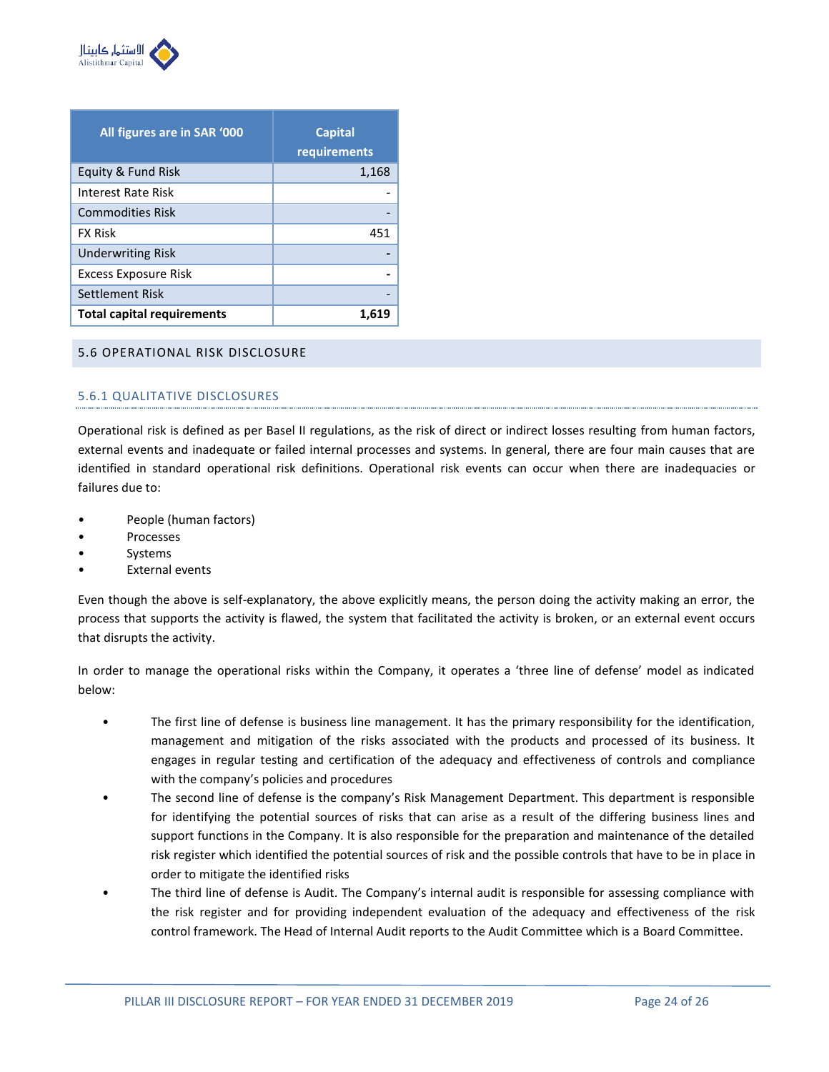| All figures are in SAR '000 | Capital requirements |
|---|---|
| Equity & Fund Risk | 1,168 |
| Interest Rate Risk | - |
| Commodities Risk | - |
| FX Risk | 451 |
| Underwriting Risk | **-** |
| Excess Exposure Risk | **-** |
| Settlement Risk | - |
| **Total capital requirements** | **1,619** |

## 5.6 OPERATIONAL RISK DISCLOSURE

### 5.6.1 QUALITATIVE DISCLOSURES

Operational risk is defined as per Basel II regulations, as the risk of direct or indirect losses resulting from human factors, external events and inadequate or failed internal processes and systems. In general, there are four main causes that are identified in standard operational risk definitions. Operational risk events can occur when there are inadequacies or failures due to:

- People (human factors)
- Processes
- Systems
- External events

Even though the above is self-explanatory, the above explicitly means, the person doing the activity making an error, the process that supports the activity is flawed, the system that facilitated the activity is broken, or an external event occurs that disrupts the activity.

In order to manage the operational risks within the Company, it operates a 'three line of defense' model as indicated below:

- The first line of defense is business line management. It has the primary responsibility for the identification, management and mitigation of the risks associated with the products and processed of its business. It engages in regular testing and certification of the adequacy and effectiveness of controls and compliance with the company's policies and procedures
- The second line of defense is the company's Risk Management Department. This department is responsible for identifying the potential sources of risks that can arise as a result of the differing business lines and support functions in the Company. It is also responsible for the preparation and maintenance of the detailed risk register which identified the potential sources of risk and the possible controls that have to be in place in order to mitigate the identified risks
- The third line of defense is Audit. The Company's internal audit is responsible for assessing compliance with the risk register and for providing independent evaluation of the adequacy and effectiveness of the risk control framework. The Head of Internal Audit reports to the Audit Committee which is a Board Committee.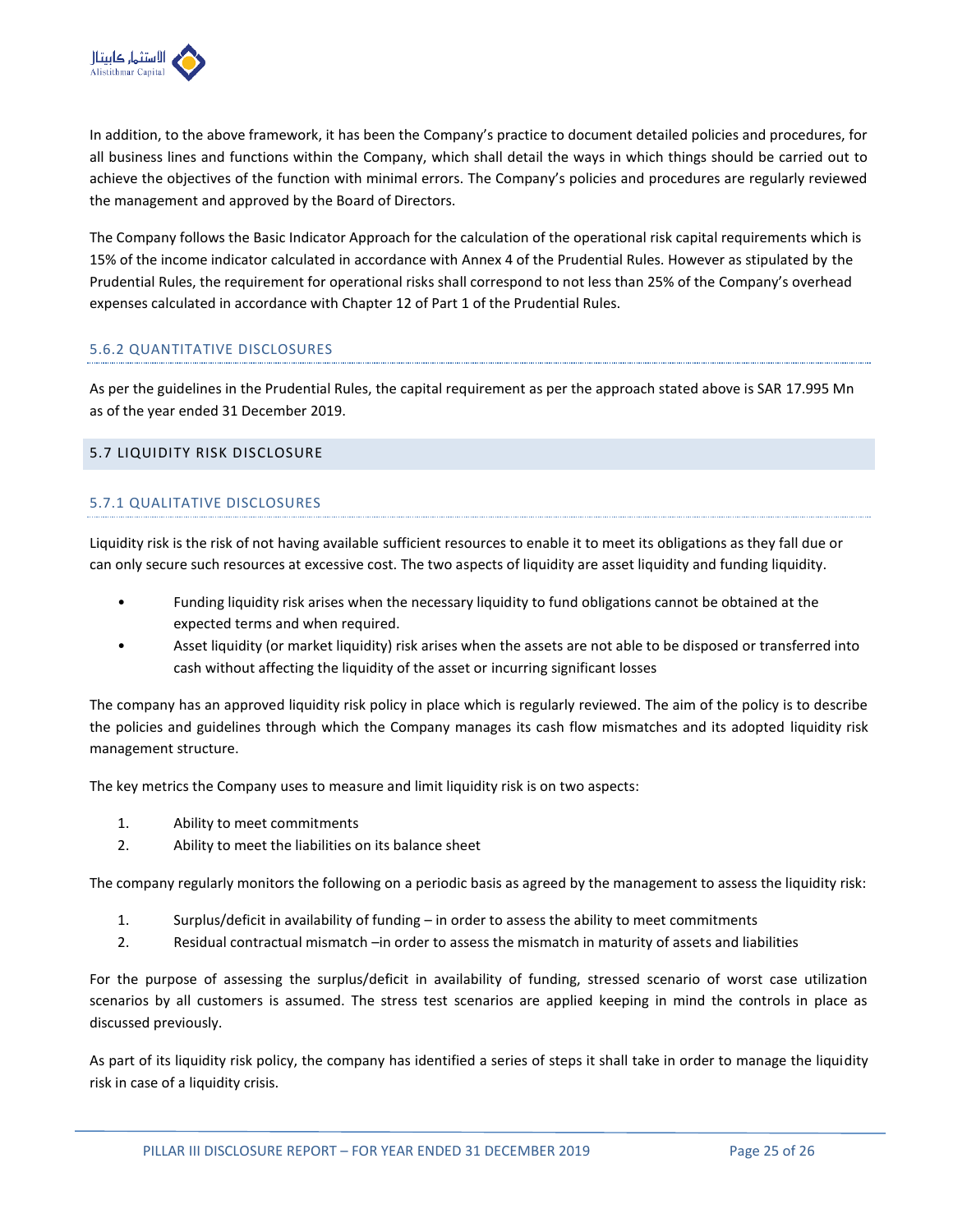In addition, to the above framework, it has been the Company's practice to document detailed policies and procedures, for all business lines and functions within the Company, which shall detail the ways in which things should be carried out to achieve the objectives of the function with minimal errors. The Company's policies and procedures are regularly reviewed the management and approved by the Board of Directors.

The Company follows the Basic Indicator Approach for the calculation of the operational risk capital requirements which is 15% of the income indicator calculated in accordance with Annex 4 of the Prudential Rules. However as stipulated by the Prudential Rules, the requirement for operational risks shall correspond to not less than 25% of the Company's overhead expenses calculated in accordance with Chapter 12 of Part 1 of the Prudential Rules.

### 5.6.2 QUANTITATIVE DISCLOSURES

As per the guidelines in the Prudential Rules, the capital requirement as per the approach stated above is SAR 17.995 Mn as of the year ended 31 December 2019.

## 5.7 LIQUIDITY RISK DISCLOSURE

### 5.7.1 QUALITATIVE DISCLOSURES

Liquidity risk is the risk of not having available sufficient resources to enable it to meet its obligations as they fall due or can only secure such resources at excessive cost. The two aspects of liquidity are asset liquidity and funding liquidity.

- Funding liquidity risk arises when the necessary liquidity to fund obligations cannot be obtained at the expected terms and when required.
- Asset liquidity (or market liquidity) risk arises when the assets are not able to be disposed or transferred into cash without affecting the liquidity of the asset or incurring significant losses

The company has an approved liquidity risk policy in place which is regularly reviewed. The aim of the policy is to describe the policies and guidelines through which the Company manages its cash flow mismatches and its adopted liquidity risk management structure.

The key metrics the Company uses to measure and limit liquidity risk is on two aspects:

1. Ability to meet commitments
2. Ability to meet the liabilities on its balance sheet

The company regularly monitors the following on a periodic basis as agreed by the management to assess the liquidity risk:

1. Surplus/deficit in availability of funding – in order to assess the ability to meet commitments
2. Residual contractual mismatch –in order to assess the mismatch in maturity of assets and liabilities

For the purpose of assessing the surplus/deficit in availability of funding, stressed scenario of worst case utilization scenarios by all customers is assumed. The stress test scenarios are applied keeping in mind the controls in place as discussed previously.

As part of its liquidity risk policy, the company has identified a series of steps it shall take in order to manage the liquidity risk in case of a liquidity crisis.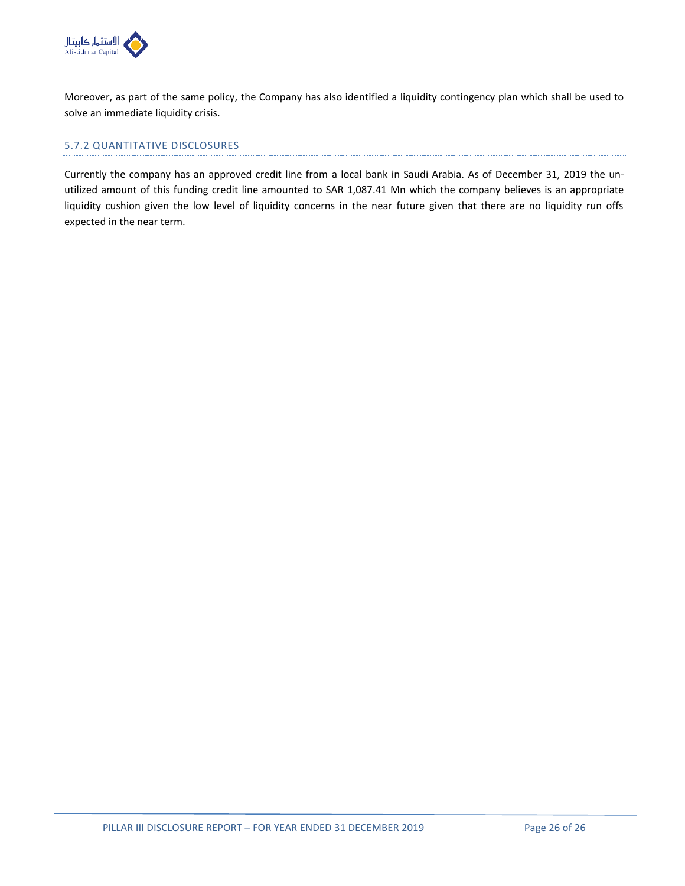Moreover, as part of the same policy, the Company has also identified a liquidity contingency plan which shall be used to solve an immediate liquidity crisis.

### 5.7.2 QUANTITATIVE DISCLOSURES

Currently the company has an approved credit line from a local bank in Saudi Arabia. As of December 31, 2019 the un-utilized amount of this funding credit line amounted to SAR 1,087.41 Mn which the company believes is an appropriate liquidity cushion given the low level of liquidity concerns in the near future given that there are no liquidity run offs expected in the near term.